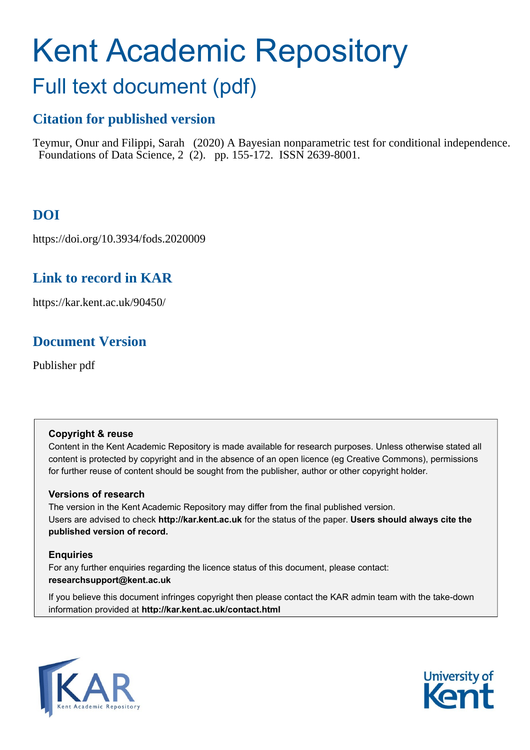# Kent Academic Repository

## Full text document (pdf)

### Citation for published version

Teymur, Onur and Filippi, Sarah (2020) A Bayesian nonparametric test for conditional independence. Foundations of Data Science, 2 (2). pp. 155-172. ISSN 2639-8001.

### DOI

https://doi.org/10.3934/fods.2020009

### Link to record in KAR

https://kar.kent.ac.uk/90450/

### Document Version

Publisher pdf

**Copyright & reuse**

Content in the Kent Academic Repository is made available for research purposes. Unless otherwise stated all content is protected by copyright and in the absence of an open licence (eg Creative Commons), permissions for further reuse of content should be sought from the publisher, author or other copyright holder.

**Versions of research**

The version in the Kent Academic Repository may differ from the final published version. Users are advised to check **http://kar.kent.ac.uk** for the status of the paper. **Users should always cite the published version of record.**

**Enquiries**

For any further enquiries regarding the licence status of this document, please contact: **researchsupport@kent.ac.uk**

If you believe this document infringes copyright then please contact the KAR admin team with the take-down information provided at **http://kar.kent.ac.uk/contact.html**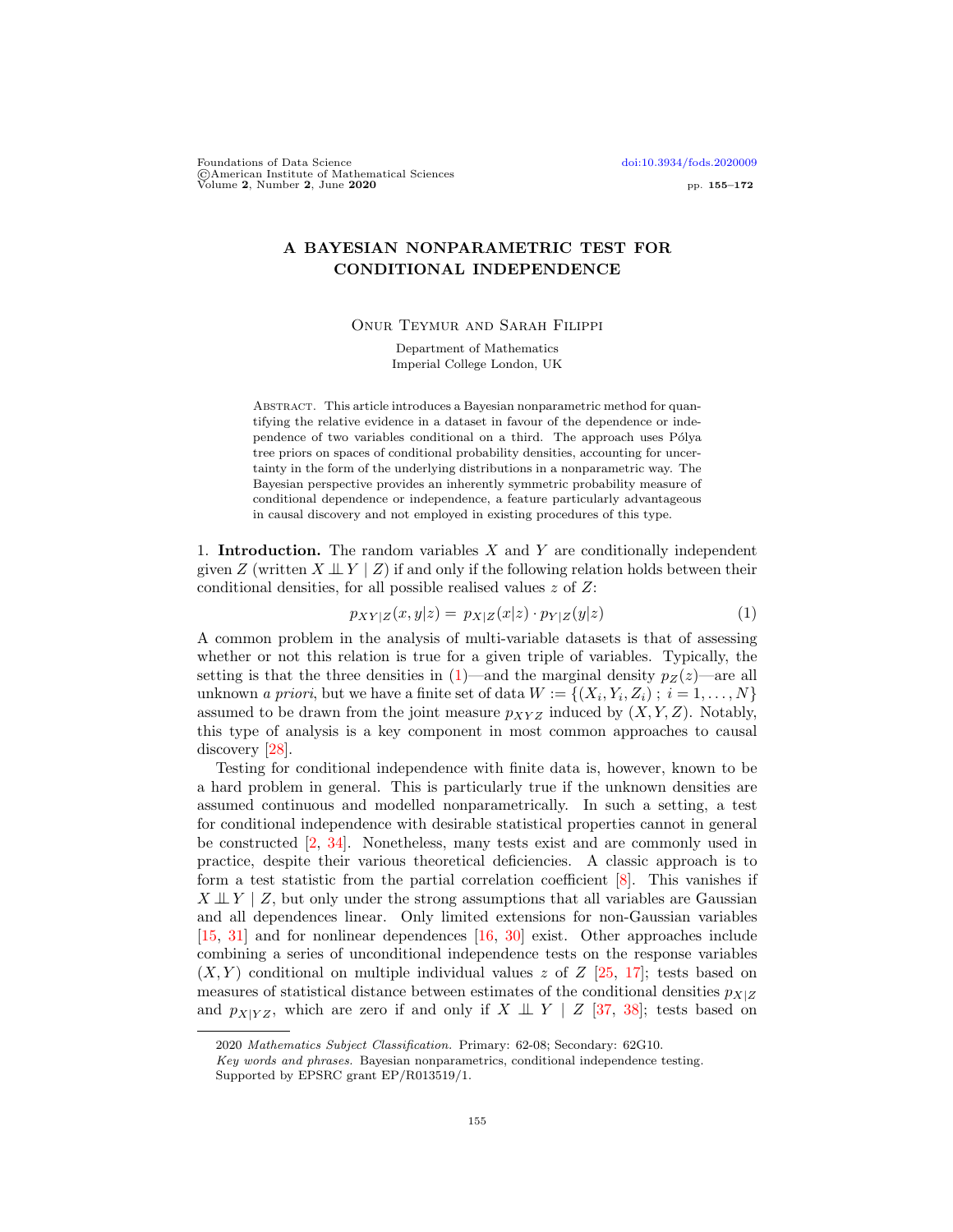Foundations of Data Science
©American Institute of Mathematical Sciences

doi:10.3934/fods.2020009

# A BAYESIAN NONPARAMETRIC TEST FOR CONDITIONAL INDEPENDENCE

Onur Teymur and Sarah Filippi

Department of Mathematics
Imperial College London, UK

Abstract. This article introduces a Bayesian nonparametric method for quantifying the relative evidence in a dataset in favour of the dependence or independence of two variables conditional on a third. The approach uses Pólya tree priors on spaces of conditional probability densities, accounting for uncertainty in the form of the underlying distributions in a nonparametric way. The Bayesian perspective provides an inherently symmetric probability measure of conditional dependence or independence, a feature particularly advantageous in causal discovery and not employed in existing procedures of this type.

## 1. Introduction.

The random variables $X$ and $Y$ are conditionally independent given $Z$ (written $X \perp\!\!\!\perp Y \mid Z$) if and only if the following relation holds between their conditional densities, for all possible realised values $z$ of $Z$:

$$p_{XY|Z}(x, y|z) = p_{X|Z}(x|z) \cdot p_{Y|Z}(y|z) \tag{1}$$

A common problem in the analysis of multi-variable datasets is that of assessing whether or not this relation is true for a given triple of variables. Typically, the setting is that the three densities in (1)—and the marginal density $p_Z(z)$—are all unknown *a priori*, but we have a finite set of data $W := \{(X_i, Y_i, Z_i)\ ;\ i = 1, \ldots, N\}$ assumed to be drawn from the joint measure $p_{XYZ}$ induced by $(X, Y, Z)$. Notably, this type of analysis is a key component in most common approaches to causal discovery [28].

Testing for conditional independence with finite data is, however, known to be a hard problem in general. This is particularly true if the unknown densities are assumed continuous and modelled nonparametrically. In such a setting, a test for conditional independence with desirable statistical properties cannot in general be constructed [2, 34]. Nonetheless, many tests exist and are commonly used in practice, despite their various theoretical deficiencies. A classic approach is to form a test statistic from the partial correlation coefficient [8]. This vanishes if $X \perp\!\!\!\perp Y \mid Z$, but only under the strong assumptions that all variables are Gaussian and all dependences linear. Only limited extensions for non-Gaussian variables [15, 31] and for nonlinear dependences [16, 30] exist. Other approaches include combining a series of unconditional independence tests on the response variables $(X, Y)$ conditional on multiple individual values $z$ of $Z$ [25, 17]; tests based on measures of statistical distance between estimates of the conditional densities $p_{X|Z}$ and $p_{X|YZ}$, which are zero if and only if $X \perp\!\!\!\perp Y \mid Z$ [37, 38]; tests based on

2020 *Mathematics Subject Classification.* Primary: 62-08; Secondary: 62G10.
*Key words and phrases.* Bayesian nonparametrics, conditional independence testing.
Supported by EPSRC grant EP/R013519/1.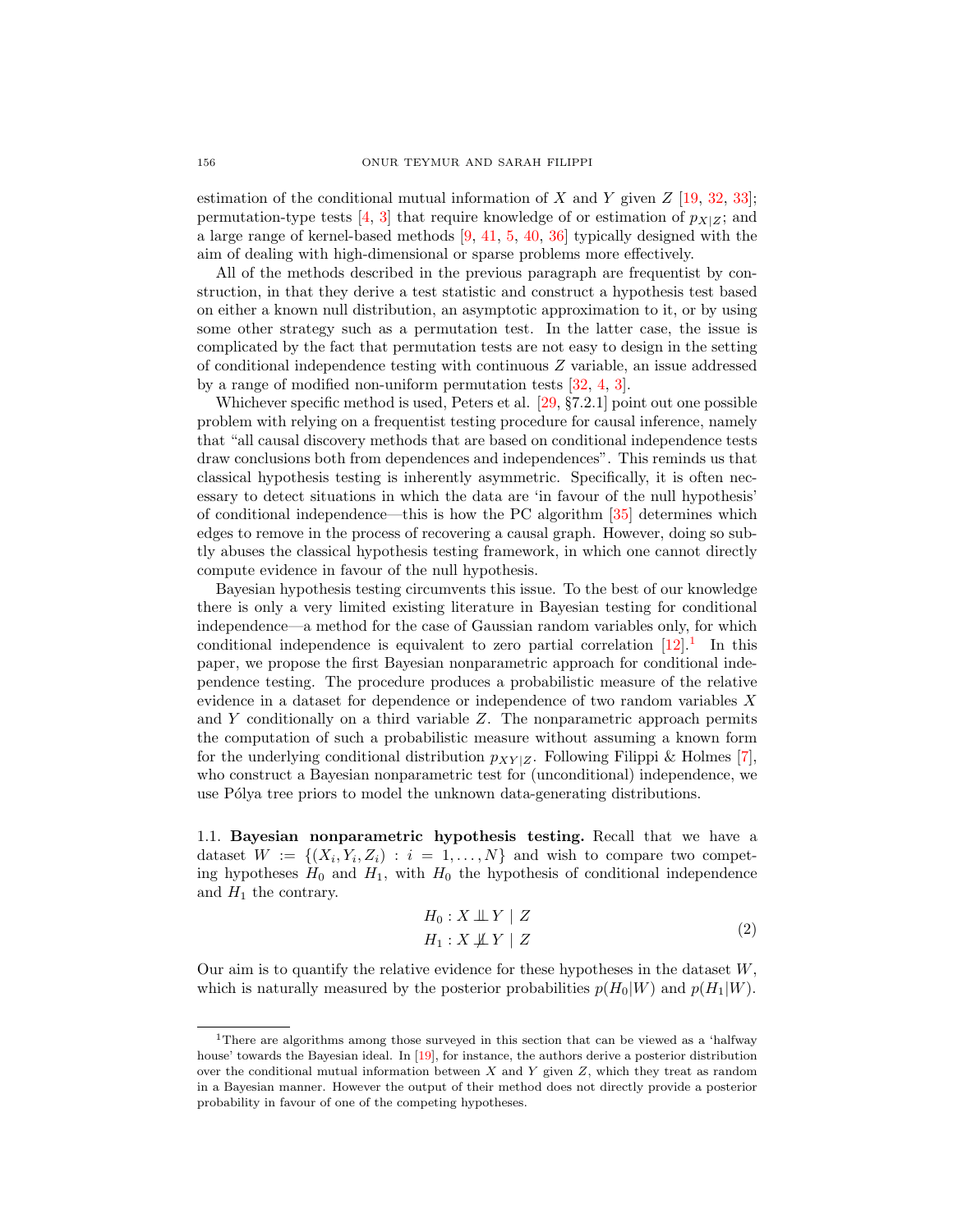estimation of the conditional mutual information of $X$ and $Y$ given $Z$ [19, 32, 33]; permutation-type tests [4, 3] that require knowledge of or estimation of $p_{X|Z}$; and a large range of kernel-based methods [9, 41, 5, 40, 36] typically designed with the aim of dealing with high-dimensional or sparse problems more effectively.

All of the methods described in the previous paragraph are frequentist by construction, in that they derive a test statistic and construct a hypothesis test based on either a known null distribution, an asymptotic approximation to it, or by using some other strategy such as a permutation test. In the latter case, the issue is complicated by the fact that permutation tests are not easy to design in the setting of conditional independence testing with continuous $Z$ variable, an issue addressed by a range of modified non-uniform permutation tests [32, 4, 3].

Whichever specific method is used, Peters et al. [29, §7.2.1] point out one possible problem with relying on a frequentist testing procedure for causal inference, namely that "all causal discovery methods that are based on conditional independence tests draw conclusions both from dependences and independences". This reminds us that classical hypothesis testing is inherently asymmetric. Specifically, it is often necessary to detect situations in which the data are 'in favour of the null hypothesis' of conditional independence—this is how the PC algorithm [35] determines which edges to remove in the process of recovering a causal graph. However, doing so subtly abuses the classical hypothesis testing framework, in which one cannot directly compute evidence in favour of the null hypothesis.

Bayesian hypothesis testing circumvents this issue. To the best of our knowledge there is only a very limited existing literature in Bayesian testing for conditional independence—a method for the case of Gaussian random variables only, for which conditional independence is equivalent to zero partial correlation [12].[1] In this paper, we propose the first Bayesian nonparametric approach for conditional independence testing. The procedure produces a probabilistic measure of the relative evidence in a dataset for dependence or independence of two random variables $X$ and $Y$ conditionally on a third variable $Z$. The nonparametric approach permits the computation of such a probabilistic measure without assuming a known form for the underlying conditional distribution $p_{XY|Z}$. Following Filippi & Holmes [7], who construct a Bayesian nonparametric test for (unconditional) independence, we use Pólya tree priors to model the unknown data-generating distributions.

### 1.1. Bayesian nonparametric hypothesis testing.

Recall that we have a dataset $W := \{(X_i, Y_i, Z_i) : i = 1, \ldots, N\}$ and wish to compare two competing hypotheses $H_0$ and $H_1$, with $H_0$ the hypothesis of conditional independence and $H_1$ the contrary.

$$
\begin{aligned}
H_0 &: X \perp\!\!\!\perp Y \mid Z \\
H_1 &: X \not\perp\!\!\!\perp Y \mid Z
\end{aligned}
\tag{2}
$$

Our aim is to quantify the relative evidence for these hypotheses in the dataset $W$, which is naturally measured by the posterior probabilities $p(H_0|W)$ and $p(H_1|W)$.

[1] There are algorithms among those surveyed in this section that can be viewed as a 'halfway house' towards the Bayesian ideal. In [19], for instance, the authors derive a posterior distribution over the conditional mutual information between $X$ and $Y$ given $Z$, which they treat as random in a Bayesian manner. However the output of their method does not directly provide a posterior probability in favour of one of the competing hypotheses.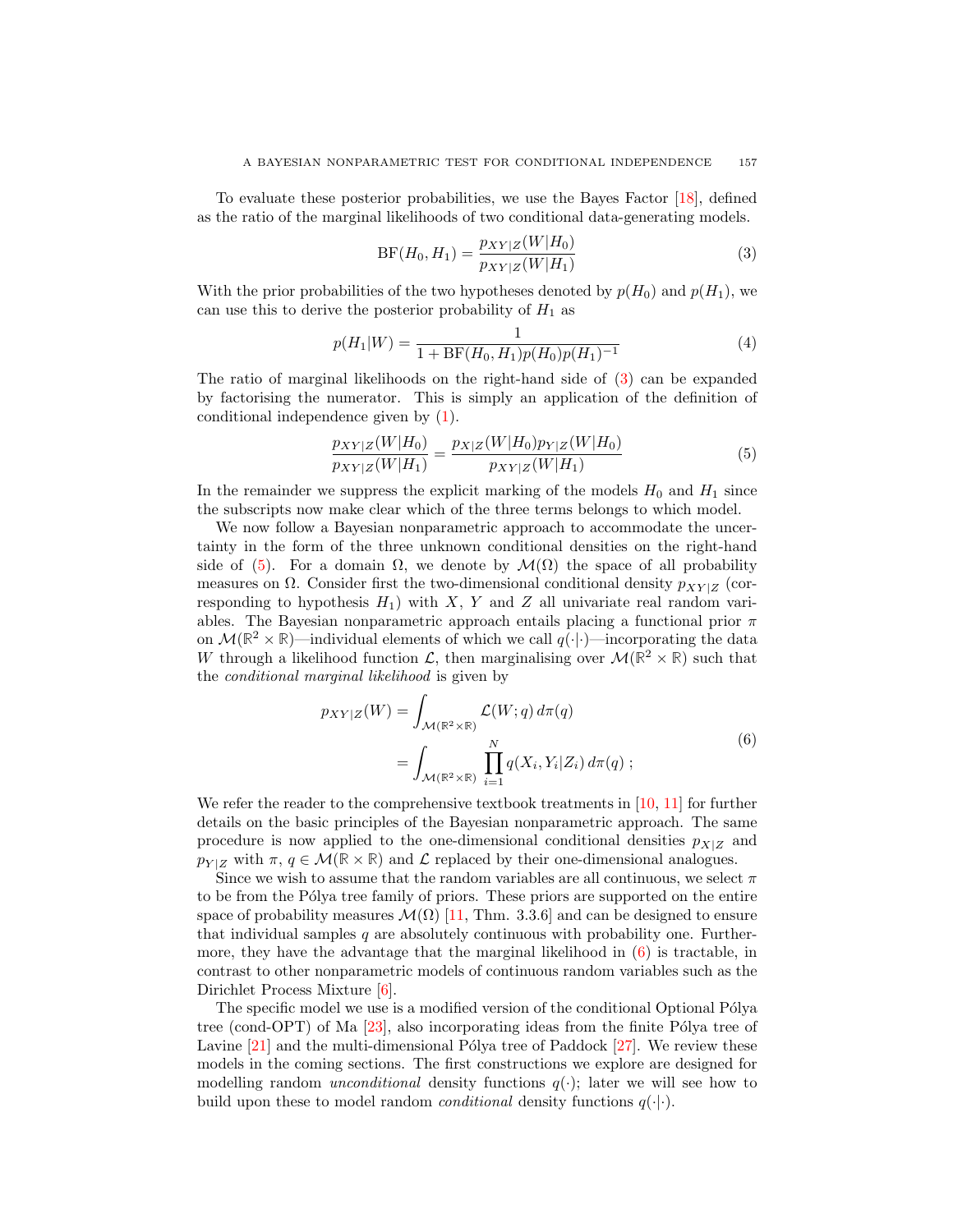To evaluate these posterior probabilities, we use the Bayes Factor [18], defined as the ratio of the marginal likelihoods of two conditional data-generating models.

$$\mathrm{BF}(H_0, H_1) = \frac{p_{XY|Z}(W|H_0)}{p_{XY|Z}(W|H_1)} \tag{3}$$

With the prior probabilities of the two hypotheses denoted by $p(H_0)$ and $p(H_1)$, we can use this to derive the posterior probability of $H_1$ as

$$p(H_1|W) = \frac{1}{1 + \mathrm{BF}(H_0, H_1)p(H_0)p(H_1)^{-1}} \tag{4}$$

The ratio of marginal likelihoods on the right-hand side of (3) can be expanded by factorising the numerator. This is simply an application of the definition of conditional independence given by (1).

$$\frac{p_{XY|Z}(W|H_0)}{p_{XY|Z}(W|H_1)} = \frac{p_{X|Z}(W|H_0)p_{Y|Z}(W|H_0)}{p_{XY|Z}(W|H_1)} \tag{5}$$

In the remainder we suppress the explicit marking of the models $H_0$ and $H_1$ since the subscripts now make clear which of the three terms belongs to which model.

We now follow a Bayesian nonparametric approach to accommodate the uncertainty in the form of the three unknown conditional densities on the right-hand side of (5). For a domain $\Omega$, we denote by $\mathcal{M}(\Omega)$ the space of all probability measures on $\Omega$. Consider first the two-dimensional conditional density $p_{XY|Z}$ (corresponding to hypothesis $H_1$) with $X$, $Y$ and $Z$ all univariate real random variables. The Bayesian nonparametric approach entails placing a functional prior $\pi$ on $\mathcal{M}(\mathbb{R}^2 \times \mathbb{R})$—individual elements of which we call $q(\cdot|\cdot)$—incorporating the data $W$ through a likelihood function $\mathcal{L}$, then marginalising over $\mathcal{M}(\mathbb{R}^2 \times \mathbb{R})$ such that the *conditional marginal likelihood* is given by

$$\begin{aligned} p_{XY|Z}(W) &= \int_{\mathcal{M}(\mathbb{R}^2 \times \mathbb{R})} \mathcal{L}(W; q) \, d\pi(q) \\ &= \int_{\mathcal{M}(\mathbb{R}^2 \times \mathbb{R})} \prod_{i=1}^{N} q(X_i, Y_i | Z_i) \, d\pi(q) \; ; \end{aligned} \tag{6}$$

We refer the reader to the comprehensive textbook treatments in [10, 11] for further details on the basic principles of the Bayesian nonparametric approach. The same procedure is now applied to the one-dimensional conditional densities $p_{X|Z}$ and $p_{Y|Z}$ with $\pi$, $q \in \mathcal{M}(\mathbb{R} \times \mathbb{R})$ and $\mathcal{L}$ replaced by their one-dimensional analogues.

Since we wish to assume that the random variables are all continuous, we select $\pi$ to be from the Pólya tree family of priors. These priors are supported on the entire space of probability measures $\mathcal{M}(\Omega)$ [11, Thm. 3.3.6] and can be designed to ensure that individual samples $q$ are absolutely continuous with probability one. Furthermore, they have the advantage that the marginal likelihood in (6) is tractable, in contrast to other nonparametric models of continuous random variables such as the Dirichlet Process Mixture [6].

The specific model we use is a modified version of the conditional Optional Pólya tree (cond-OPT) of Ma [23], also incorporating ideas from the finite Pólya tree of Lavine [21] and the multi-dimensional Pólya tree of Paddock [27]. We review these models in the coming sections. The first constructions we explore are designed for modelling random *unconditional* density functions $q(\cdot)$; later we will see how to build upon these to model random *conditional* density functions $q(\cdot|\cdot)$.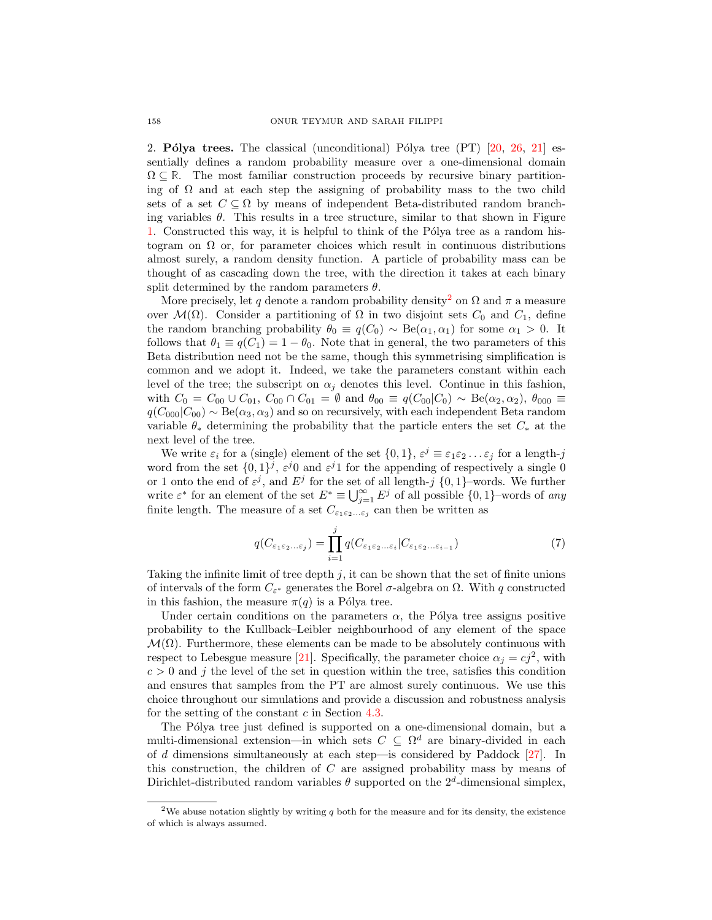## 2. Pólya trees.

The classical (unconditional) Pólya tree (PT) [20, 26, 21] essentially defines a random probability measure over a one-dimensional domain $\Omega \subseteq \mathbb{R}$. The most familiar construction proceeds by recursive binary partitioning of $\Omega$ and at each step the assigning of probability mass to the two child sets of a set $C \subseteq \Omega$ by means of independent Beta-distributed random branching variables $\theta$. This results in a tree structure, similar to that shown in Figure 1. Constructed this way, it is helpful to think of the Pólya tree as a random histogram on $\Omega$ or, for parameter choices which result in continuous distributions almost surely, a random density function. A particle of probability mass can be thought of as cascading down the tree, with the direction it takes at each binary split determined by the random parameters $\theta$.

More precisely, let $q$ denote a random probability density[2] on $\Omega$ and $\pi$ a measure over $\mathcal{M}(\Omega)$. Consider a partitioning of $\Omega$ in two disjoint sets $C_0$ and $C_1$, define the random branching probability $\theta_0 \equiv q(C_0) \sim \text{Be}(\alpha_1, \alpha_1)$ for some $\alpha_1 > 0$. It follows that $\theta_1 \equiv q(C_1) = 1 - \theta_0$. Note that in general, the two parameters of this Beta distribution need not be the same, though this symmetrising simplification is common and we adopt it. Indeed, we take the parameters constant within each level of the tree; the subscript on $\alpha_j$ denotes this level. Continue in this fashion, with $C_0 = C_{00} \cup C_{01}$, $C_{00} \cap C_{01} = \emptyset$ and $\theta_{00} \equiv q(C_{00}|C_0) \sim \text{Be}(\alpha_2, \alpha_2)$, $\theta_{000} \equiv q(C_{000}|C_{00}) \sim \text{Be}(\alpha_3, \alpha_3)$ and so on recursively, with each independent Beta random variable $\theta_*$ determining the probability that the particle enters the set $C_*$ at the next level of the tree.

We write $\varepsilon_i$ for a (single) element of the set $\{0, 1\}$, $\varepsilon^j \equiv \varepsilon_1 \varepsilon_2 \ldots \varepsilon_j$ for a length-$j$ word from the set $\{0, 1\}^j$, $\varepsilon^j 0$ and $\varepsilon^j 1$ for the appending of respectively a single 0 or 1 onto the end of $\varepsilon^j$, and $E^j$ for the set of all length-$j$ $\{0, 1\}$–words. We further write $\varepsilon^*$ for an element of the set $E^* \equiv \bigcup_{j=1}^{\infty} E^j$ of all possible $\{0, 1\}$–words of *any* finite length. The measure of a set $C_{\varepsilon_1 \varepsilon_2 \ldots \varepsilon_j}$ can then be written as

$$q(C_{\varepsilon_1 \varepsilon_2 \ldots \varepsilon_j}) = \prod_{i=1}^{j} q(C_{\varepsilon_1 \varepsilon_2 \ldots \varepsilon_i} | C_{\varepsilon_1 \varepsilon_2 \ldots \varepsilon_{i-1}}) \tag{7}$$

Taking the infinite limit of tree depth $j$, it can be shown that the set of finite unions of intervals of the form $C_{\varepsilon^*}$ generates the Borel $\sigma$-algebra on $\Omega$. With $q$ constructed in this fashion, the measure $\pi(q)$ is a Pólya tree.

Under certain conditions on the parameters $\alpha$, the Pólya tree assigns positive probability to the Kullback–Leibler neighbourhood of any element of the space $\mathcal{M}(\Omega)$. Furthermore, these elements can be made to be absolutely continuous with respect to Lebesgue measure [21]. Specifically, the parameter choice $\alpha_j = cj^2$, with $c > 0$ and $j$ the level of the set in question within the tree, satisfies this condition and ensures that samples from the PT are almost surely continuous. We use this choice throughout our simulations and provide a discussion and robustness analysis for the setting of the constant $c$ in Section 4.3.

The Pólya tree just defined is supported on a one-dimensional domain, but a multi-dimensional extension—in which sets $C \subseteq \Omega^d$ are binary-divided in each of $d$ dimensions simultaneously at each step—is considered by Paddock [27]. In this construction, the children of $C$ are assigned probability mass by means of Dirichlet-distributed random variables $\theta$ supported on the $2^d$-dimensional simplex,

---

[2] We abuse notation slightly by writing $q$ both for the measure and for its density, the existence of which is always assumed.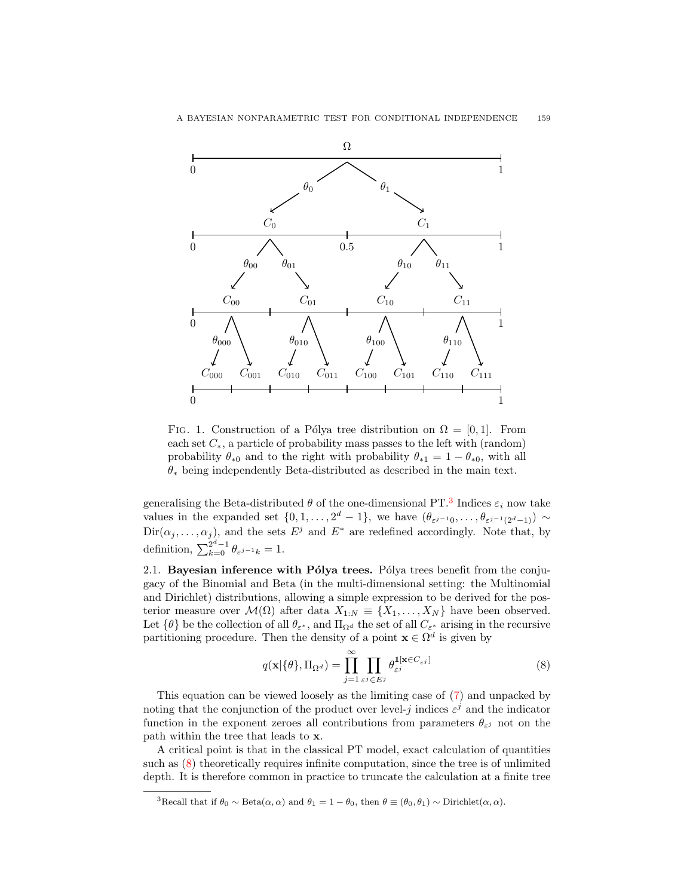FIG. 1. Construction of a Pólya tree distribution on $\Omega = [0, 1]$. From each set $C_*$, a particle of probability mass passes to the left with (random) probability $\theta_{*0}$ and to the right with probability $\theta_{*1} = 1 - \theta_{*0}$, with all $\theta_*$ being independently Beta-distributed as described in the main text.

generalising the Beta-distributed $\theta$ of the one-dimensional PT.[3] Indices $\varepsilon_i$ now take values in the expanded set $\{0, 1, \ldots, 2^d - 1\}$, we have $(\theta_{\varepsilon^{j-1}0}, \ldots, \theta_{\varepsilon^{j-1}(2^d-1)}) \sim \text{Dir}(\alpha_j, \ldots, \alpha_j)$, and the sets $E^j$ and $E^*$ are redefined accordingly. Note that, by definition, $\sum_{k=0}^{2^d-1} \theta_{\varepsilon^{j-1}k} = 1$.

2.1. **Bayesian inference with Pólya trees.** Pólya trees benefit from the conjugacy of the Binomial and Beta (in the multi-dimensional setting: the Multinomial and Dirichlet) distributions, allowing a simple expression to be derived for the posterior measure over $\mathcal{M}(\Omega)$ after data $X_{1:N} \equiv \{X_1, \ldots, X_N\}$ have been observed. Let $\{\theta\}$ be the collection of all $\theta_{\varepsilon^*}$, and $\Pi_{\Omega^d}$ the set of all $C_{\varepsilon^*}$ arising in the recursive partitioning procedure. Then the density of a point $\mathbf{x} \in \Omega^d$ is given by

$$q(\mathbf{x}|\{\theta\}, \Pi_{\Omega^d}) = \prod_{j=1}^{\infty} \prod_{\varepsilon^j \in E^j} \theta_{\varepsilon^j}^{\mathbb{1}[\mathbf{x} \in C_{\varepsilon^j}]} \tag{8}$$

This equation can be viewed loosely as the limiting case of (7) and unpacked by noting that the conjunction of the product over level-$j$ indices $\varepsilon^j$ and the indicator function in the exponent zeroes all contributions from parameters $\theta_{\varepsilon^j}$ not on the path within the tree that leads to $\mathbf{x}$.

A critical point is that in the classical PT model, exact calculation of quantities such as (8) theoretically requires infinite computation, since the tree is of unlimited depth. It is therefore common in practice to truncate the calculation at a finite tree

[3] Recall that if $\theta_0 \sim \text{Beta}(\alpha, \alpha)$ and $\theta_1 = 1 - \theta_0$, then $\theta \equiv (\theta_0, \theta_1) \sim \text{Dirichlet}(\alpha, \alpha)$.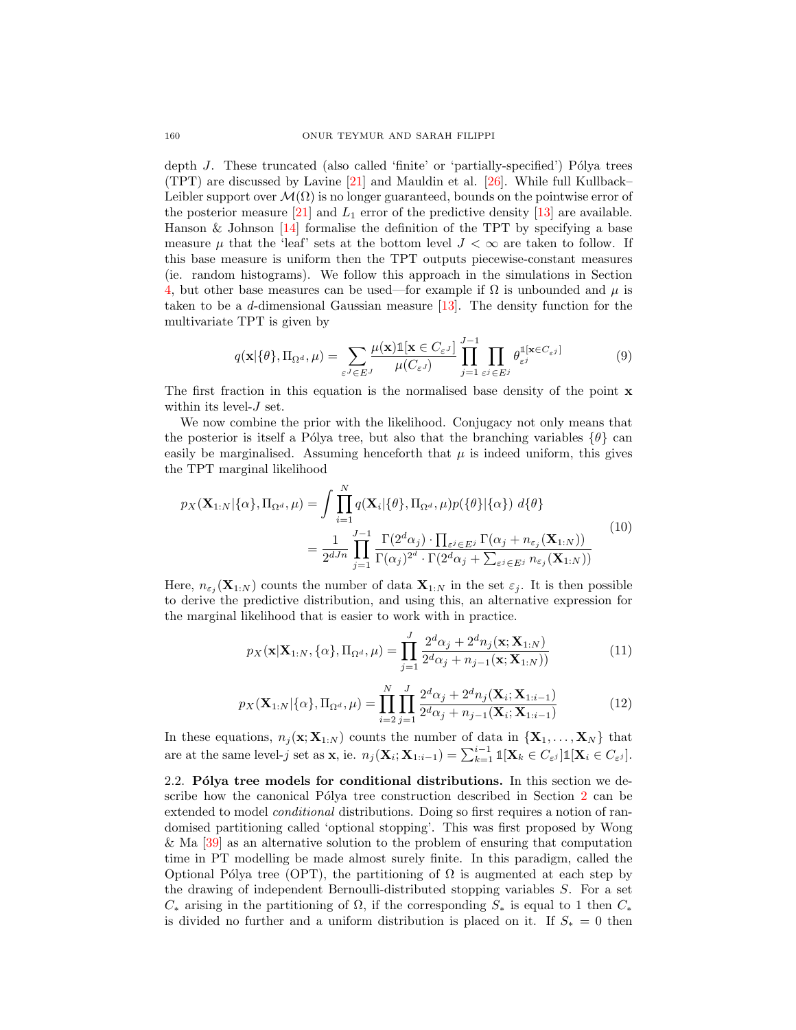depth $J$. These truncated (also called 'finite' or 'partially-specified') Pólya trees (TPT) are discussed by Lavine [21] and Mauldin et al. [26]. While full Kullback–Leibler support over $\mathcal{M}(\Omega)$ is no longer guaranteed, bounds on the pointwise error of the posterior measure [21] and $L_1$ error of the predictive density [13] are available. Hanson & Johnson [14] formalise the definition of the TPT by specifying a base measure $\mu$ that the 'leaf' sets at the bottom level $J < \infty$ are taken to follow. If this base measure is uniform then the TPT outputs piecewise-constant measures (ie. random histograms). We follow this approach in the simulations in Section 4, but other base measures can be used—for example if $\Omega$ is unbounded and $\mu$ is taken to be a $d$-dimensional Gaussian measure [13]. The density function for the multivariate TPT is given by

$$q(\mathbf{x}|\{\theta\}, \Pi_{\Omega^d}, \mu) = \sum_{\varepsilon^J \in E^J} \frac{\mu(\mathbf{x})\mathbb{1}[\mathbf{x} \in C_{\varepsilon^J}]}{\mu(C_{\varepsilon^J})} \prod_{j=1}^{J-1} \prod_{\varepsilon^j \in E^j} \theta_{\varepsilon^j}^{\mathbb{1}[\mathbf{x} \in C_{\varepsilon^j}]} \tag{9}$$

The first fraction in this equation is the normalised base density of the point $\mathbf{x}$ within its level-$J$ set.

We now combine the prior with the likelihood. Conjugacy not only means that the posterior is itself a Pólya tree, but also that the branching variables $\{\theta\}$ can easily be marginalised. Assuming henceforth that $\mu$ is indeed uniform, this gives the TPT marginal likelihood

$$\begin{aligned} p_X(\mathbf{X}_{1:N}|\{\alpha\}, \Pi_{\Omega^d}, \mu) &= \int \prod_{i=1}^{N} q(\mathbf{X}_i|\{\theta\}, \Pi_{\Omega^d}, \mu) p(\{\theta\}|\{\alpha\}) \; d\{\theta\} \\ &= \frac{1}{2^{dJn}} \prod_{j=1}^{J-1} \frac{\Gamma(2^d\alpha_j) \cdot \prod_{\varepsilon^j \in E^j} \Gamma(\alpha_j + n_{\varepsilon_j}(\mathbf{X}_{1:N}))}{\Gamma(\alpha_j)^{2^d} \cdot \Gamma(2^d\alpha_j + \sum_{\varepsilon^j \in E^j} n_{\varepsilon_j}(\mathbf{X}_{1:N}))} \end{aligned} \tag{10}$$

Here, $n_{\varepsilon_j}(\mathbf{X}_{1:N})$ counts the number of data $\mathbf{X}_{1:N}$ in the set $\varepsilon_j$. It is then possible to derive the predictive distribution, and using this, an alternative expression for the marginal likelihood that is easier to work with in practice.

$$p_X(\mathbf{x}|\mathbf{X}_{1:N}, \{\alpha\}, \Pi_{\Omega^d}, \mu) = \prod_{j=1}^{J} \frac{2^d\alpha_j + 2^d n_j(\mathbf{x}; \mathbf{X}_{1:N})}{2^d\alpha_j + n_{j-1}(\mathbf{x}; \mathbf{X}_{1:N}))} \tag{11}$$

$$p_X(\mathbf{X}_{1:N}|\{\alpha\}, \Pi_{\Omega^d}, \mu) = \prod_{i=2}^{N} \prod_{j=1}^{J} \frac{2^d\alpha_j + 2^d n_j(\mathbf{X}_i; \mathbf{X}_{1:i-1})}{2^d\alpha_j + n_{j-1}(\mathbf{X}_i; \mathbf{X}_{1:i-1})} \tag{12}$$

In these equations, $n_j(\mathbf{x}; \mathbf{X}_{1:N})$ counts the number of data in $\{\mathbf{X}_1, \ldots, \mathbf{X}_N\}$ that are at the same level-$j$ set as $\mathbf{x}$, ie. $n_j(\mathbf{X}_i; \mathbf{X}_{1:i-1}) = \sum_{k=1}^{i-1} \mathbb{1}[\mathbf{X}_k \in C_{\varepsilon^j}]\mathbb{1}[\mathbf{X}_i \in C_{\varepsilon^j}]$.

### 2.2. Pólya tree models for conditional distributions.

In this section we describe how the canonical Pólya tree construction described in Section 2 can be extended to model *conditional* distributions. Doing so first requires a notion of randomised partitioning called 'optional stopping'. This was first proposed by Wong & Ma [39] as an alternative solution to the problem of ensuring that computation time in PT modelling be made almost surely finite. In this paradigm, called the Optional Pólya tree (OPT), the partitioning of $\Omega$ is augmented at each step by the drawing of independent Bernoulli-distributed stopping variables $S$. For a set $C_*$ arising in the partitioning of $\Omega$, if the corresponding $S_*$ is equal to 1 then $C_*$ is divided no further and a uniform distribution is placed on it. If $S_* = 0$ then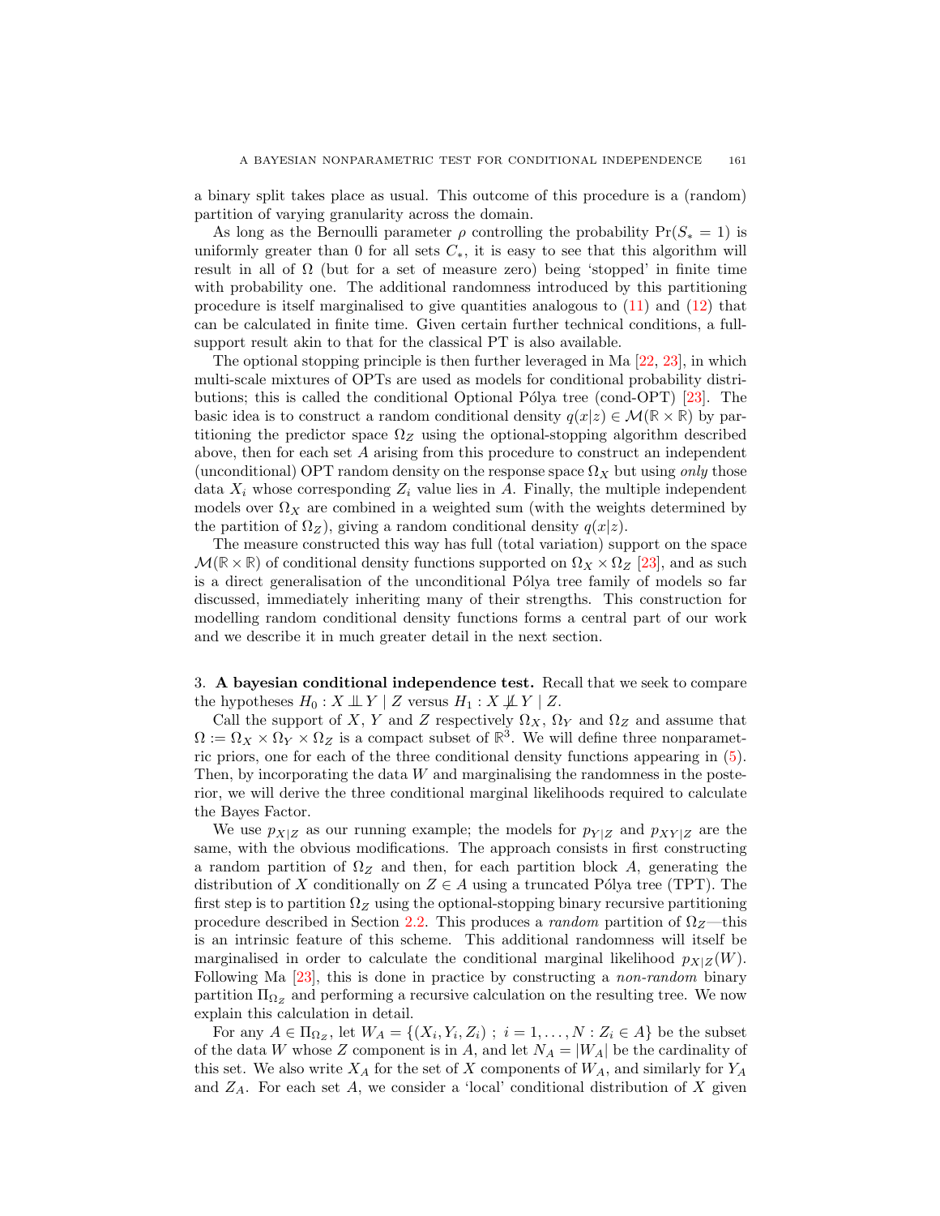a binary split takes place as usual. This outcome of this procedure is a (random) partition of varying granularity across the domain.

As long as the Bernoulli parameter $\rho$ controlling the probability $\Pr(S_* = 1)$ is uniformly greater than 0 for all sets $C_*$, it is easy to see that this algorithm will result in all of $\Omega$ (but for a set of measure zero) being 'stopped' in finite time with probability one. The additional randomness introduced by this partitioning procedure is itself marginalised to give quantities analogous to (11) and (12) that can be calculated in finite time. Given certain further technical conditions, a full-support result akin to that for the classical PT is also available.

The optional stopping principle is then further leveraged in Ma [22, 23], in which multi-scale mixtures of OPTs are used as models for conditional probability distributions; this is called the conditional Optional Pólya tree (cond-OPT) [23]. The basic idea is to construct a random conditional density $q(x|z) \in \mathcal{M}(\mathbb{R} \times \mathbb{R})$ by partitioning the predictor space $\Omega_Z$ using the optional-stopping algorithm described above, then for each set $A$ arising from this procedure to construct an independent (unconditional) OPT random density on the response space $\Omega_X$ but using *only* those data $X_i$ whose corresponding $Z_i$ value lies in $A$. Finally, the multiple independent models over $\Omega_X$ are combined in a weighted sum (with the weights determined by the partition of $\Omega_Z$), giving a random conditional density $q(x|z)$.

The measure constructed this way has full (total variation) support on the space $\mathcal{M}(\mathbb{R} \times \mathbb{R})$ of conditional density functions supported on $\Omega_X \times \Omega_Z$ [23], and as such is a direct generalisation of the unconditional Pólya tree family of models so far discussed, immediately inheriting many of their strengths. This construction for modelling random conditional density functions forms a central part of our work and we describe it in much greater detail in the next section.

## 3. A bayesian conditional independence test.

Recall that we seek to compare the hypotheses $H_0 : X \perp\!\!\!\perp Y \mid Z$ versus $H_1 : X \not\perp\!\!\!\perp Y \mid Z$.

Call the support of $X$, $Y$ and $Z$ respectively $\Omega_X$, $\Omega_Y$ and $\Omega_Z$ and assume that $\Omega := \Omega_X \times \Omega_Y \times \Omega_Z$ is a compact subset of $\mathbb{R}^3$. We will define three nonparametric priors, one for each of the three conditional density functions appearing in (5). Then, by incorporating the data $W$ and marginalising the randomness in the posterior, we will derive the three conditional marginal likelihoods required to calculate the Bayes Factor.

We use $p_{X|Z}$ as our running example; the models for $p_{Y|Z}$ and $p_{XY|Z}$ are the same, with the obvious modifications. The approach consists in first constructing a random partition of $\Omega_Z$ and then, for each partition block $A$, generating the distribution of $X$ conditionally on $Z \in A$ using a truncated Pólya tree (TPT). The first step is to partition $\Omega_Z$ using the optional-stopping binary recursive partitioning procedure described in Section 2.2. This produces a *random* partition of $\Omega_Z$—this is an intrinsic feature of this scheme. This additional randomness will itself be marginalised in order to calculate the conditional marginal likelihood $p_{X|Z}(W)$. Following Ma [23], this is done in practice by constructing a *non-random* binary partition $\Pi_{\Omega_Z}$ and performing a recursive calculation on the resulting tree. We now explain this calculation in detail.

For any $A \in \Pi_{\Omega_Z}$, let $W_A = \{(X_i, Y_i, Z_i)\ ;\ i = 1, \ldots, N : Z_i \in A\}$ be the subset of the data $W$ whose $Z$ component is in $A$, and let $N_A = |W_A|$ be the cardinality of this set. We also write $X_A$ for the set of $X$ components of $W_A$, and similarly for $Y_A$ and $Z_A$. For each set $A$, we consider a 'local' conditional distribution of $X$ given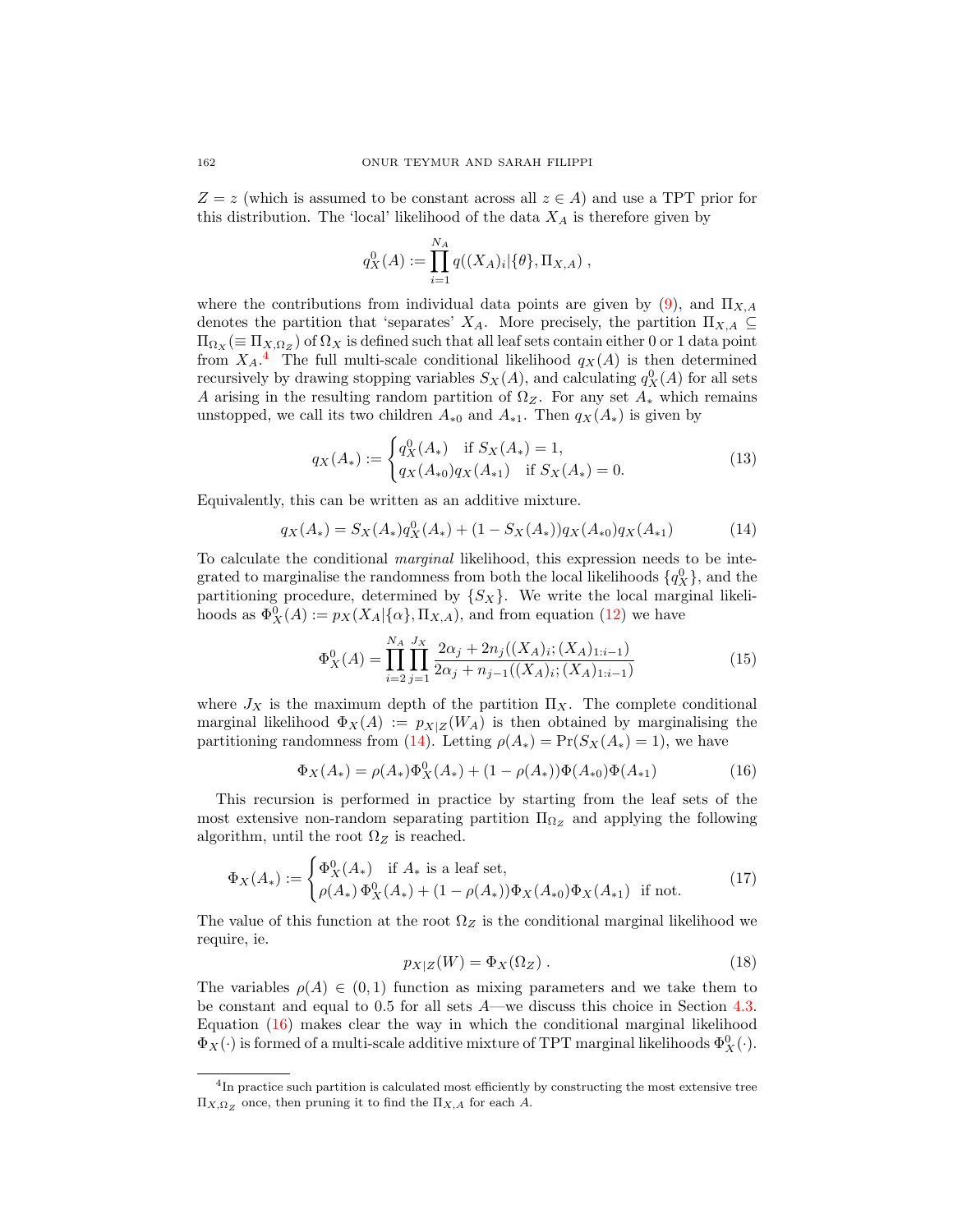$Z = z$ (which is assumed to be constant across all $z \in A$) and use a TPT prior for this distribution. The 'local' likelihood of the data $X_A$ is therefore given by

$$q_X^0(A) := \prod_{i=1}^{N_A} q((X_A)_i|\{\theta\}, \Pi_{X,A}) \ ,$$

where the contributions from individual data points are given by (9), and $\Pi_{X,A}$ denotes the partition that 'separates' $X_A$. More precisely, the partition $\Pi_{X,A} \subseteq \Pi_{\Omega_X}(\equiv \Pi_{X,\Omega_Z})$ of $\Omega_X$ is defined such that all leaf sets contain either 0 or 1 data point from $X_A$.[4] The full multi-scale conditional likelihood $q_X(A)$ is then determined recursively by drawing stopping variables $S_X(A)$, and calculating $q_X^0(A)$ for all sets $A$ arising in the resulting random partition of $\Omega_Z$. For any set $A_*$ which remains unstopped, we call its two children $A_{*0}$ and $A_{*1}$. Then $q_X(A_*)$ is given by

$$q_X(A_*) := \begin{cases} q_X^0(A_*) & \text{if } S_X(A_*) = 1, \\ q_X(A_{*0})q_X(A_{*1}) & \text{if } S_X(A_*) = 0. \end{cases} \tag{13}$$

Equivalently, this can be written as an additive mixture.

$$q_X(A_*) = S_X(A_*)q_X^0(A_*) + (1 - S_X(A_*))q_X(A_{*0})q_X(A_{*1}) \tag{14}$$

To calculate the conditional *marginal* likelihood, this expression needs to be integrated to marginalise the randomness from both the local likelihoods $\{q_X^0\}$, and the partitioning procedure, determined by $\{S_X\}$. We write the local marginal likelihoods as $\Phi_X^0(A) := p_X(X_A|\{\alpha\}, \Pi_{X,A})$, and from equation (12) we have

$$\Phi_X^0(A) = \prod_{i=2}^{N_A}\prod_{j=1}^{J_X} \frac{2\alpha_j + 2n_j((X_A)_i;(X_A)_{1:i-1})}{2\alpha_j + n_{j-1}((X_A)_i;(X_A)_{1:i-1})} \tag{15}$$

where $J_X$ is the maximum depth of the partition $\Pi_X$. The complete conditional marginal likelihood $\Phi_X(A) := p_{X|Z}(W_A)$ is then obtained by marginalising the partitioning randomness from (14). Letting $\rho(A_*) = \Pr(S_X(A_*) = 1)$, we have

$$\Phi_X(A_*) = \rho(A_*)\Phi_X^0(A_*) + (1 - \rho(A_*))\Phi(A_{*0})\Phi(A_{*1}) \tag{16}$$

This recursion is performed in practice by starting from the leaf sets of the most extensive non-random separating partition $\Pi_{\Omega_Z}$ and applying the following algorithm, until the root $\Omega_Z$ is reached.

$$\Phi_X(A_*) := \begin{cases} \Phi_X^0(A_*) & \text{if } A_* \text{ is a leaf set,} \\ \rho(A_*)\,\Phi_X^0(A_*) + (1-\rho(A_*))\Phi_X(A_{*0})\Phi_X(A_{*1}) & \text{if not.} \end{cases} \tag{17}$$

The value of this function at the root $\Omega_Z$ is the conditional marginal likelihood we require, ie.

$$p_{X|Z}(W) = \Phi_X(\Omega_Z) \ . \tag{18}$$

The variables $\rho(A) \in (0,1)$ function as mixing parameters and we take them to be constant and equal to 0.5 for all sets $A$—we discuss this choice in Section 4.3. Equation (16) makes clear the way in which the conditional marginal likelihood $\Phi_X(\cdot)$ is formed of a multi-scale additive mixture of TPT marginal likelihoods $\Phi_X^0(\cdot)$.

[4] In practice such partition is calculated most efficiently by constructing the most extensive tree $\Pi_{X,\Omega_Z}$ once, then pruning it to find the $\Pi_{X,A}$ for each $A$.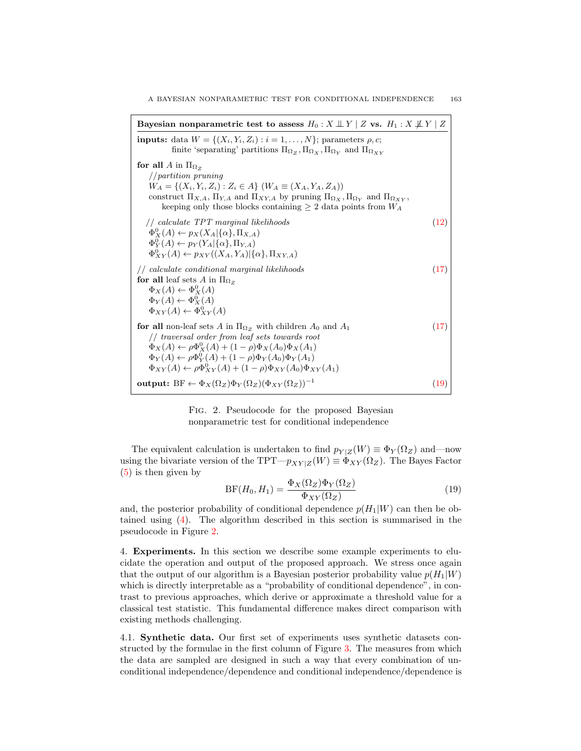```
Bayesian nonparametric test to assess H0 : X ⊥⊥ Y | Z vs. H1 : X ⊥̸⊥ Y | Z

inputs: data W = {(X_i, Y_i, Z_i) : i = 1, ..., N}; parameters ρ, c;
        finite 'separating' partitions Π_{Ω_Z}, Π_{Ω_X}, Π_{Ω_Y} and Π_{Ω_{XY}}

for all A in Π_{Ω_Z}
    //partition pruning
    W_A = {(X_i, Y_i, Z_i) : Z_i ∈ A} (W_A ≡ (X_A, Y_A, Z_A))
    construct Π_{X,A}, Π_{Y,A} and Π_{XY,A} by pruning Π_{Ω_X}, Π_{Ω_Y} and Π_{Ω_{XY}},
        keeping only those blocks containing ≥ 2 data points from W_A

  // calculate TPT marginal likelihoods                                    (12)
    Φ^0_X(A) ← p_X(X_A | {α}, Π_{X,A})
    Φ^0_Y(A) ← p_Y(Y_A | {α}, Π_{Y,A})
    Φ^0_{XY}(A) ← p_{XY}((X_A, Y_A) | {α}, Π_{XY,A})

// calculate conditional marginal likelihoods                              (17)
for all leaf sets A in Π_{Ω_Z}
    Φ_X(A) ← Φ^0_X(A)
    Φ_Y(A) ← Φ^0_X(A)
    Φ_{XY}(A) ← Φ^0_{XY}(A)

for all non-leaf sets A in Π_{Ω_Z} with children A_0 and A_1             (17)
    // traversal order from leaf sets towards root
    Φ_X(A) ← ρΦ^0_X(A) + (1 − ρ)Φ_X(A_0)Φ_X(A_1)
    Φ_Y(A) ← ρΦ^0_Y(A) + (1 − ρ)Φ_Y(A_0)Φ_Y(A_1)
    Φ_{XY}(A) ← ρΦ^0_{XY}(A) + (1 − ρ)Φ_{XY}(A_0)Φ_{XY}(A_1)

output: BF ← Φ_X(Ω_Z)Φ_Y(Ω_Z)(Φ_{XY}(Ω_Z))^{−1}                          (19)
```

Fig. 2. Pseudocode for the proposed Bayesian nonparametric test for conditional independence

The equivalent calculation is undertaken to find $p_{Y|Z}(W) \equiv \Phi_Y(\Omega_Z)$ and—now using the bivariate version of the TPT—$p_{XY|Z}(W) \equiv \Phi_{XY}(\Omega_Z)$. The Bayes Factor (5) is then given by

$$\mathrm{BF}(H_0, H_1) = \frac{\Phi_X(\Omega_Z)\Phi_Y(\Omega_Z)}{\Phi_{XY}(\Omega_Z)} \tag{19}$$

and, the posterior probability of conditional dependence $p(H_1|W)$ can then be obtained using (4). The algorithm described in this section is summarised in the pseudocode in Figure 2.

## 4. Experiments.

In this section we describe some example experiments to elucidate the operation and output of the proposed approach. We stress once again that the output of our algorithm is a Bayesian posterior probability value $p(H_1|W)$ which is directly interpretable as a "probability of conditional dependence", in contrast to previous approaches, which derive or approximate a threshold value for a classical test statistic. This fundamental difference makes direct comparison with existing methods challenging.

### 4.1. Synthetic data.

Our first set of experiments uses synthetic datasets constructed by the formulae in the first column of Figure 3. The measures from which the data are sampled are designed in such a way that every combination of unconditional independence/dependence and conditional independence/dependence is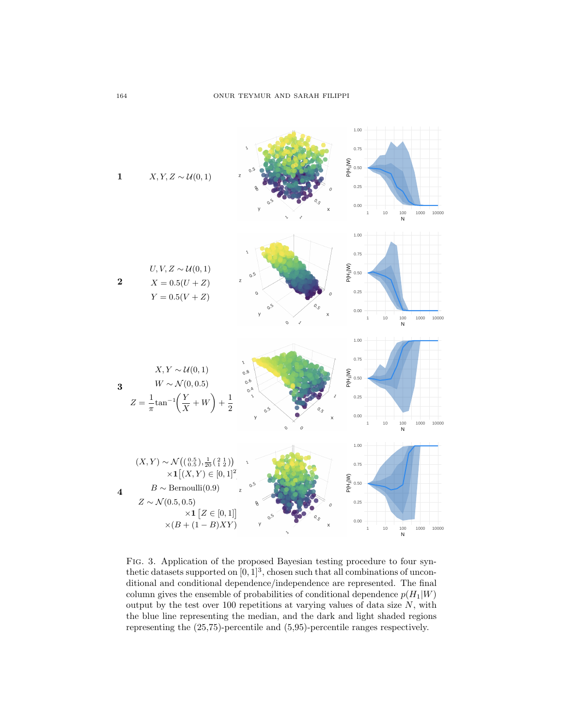**1** $X, Y, Z \sim \mathcal{U}(0,1)$

**2**
$$U, V, Z \sim \mathcal{U}(0,1)$$
$$X = 0.5(U + Z)$$
$$Y = 0.5(V + Z)$$

**3**
$$X, Y \sim \mathcal{U}(0,1)$$
$$W \sim \mathcal{N}(0, 0.5)$$
$$Z = \frac{1}{\pi}\tan^{-1}\left(\frac{Y}{X} + W\right) + \frac{1}{2}$$

**4**
$$(X, Y) \sim \mathcal{N}\left(\left(\begin{smallmatrix}0.5\\0.5\end{smallmatrix}\right), \tfrac{1}{20}\left(\begin{smallmatrix}2 & 1\\1 & 2\end{smallmatrix}\right)\right) \times \mathbf{1}\left[(X, Y) \in [0,1]^2\right]$$
$$B \sim \text{Bernoulli}(0.9)$$
$$Z \sim \mathcal{N}(0.5, 0.5) \times \mathbf{1}\left[Z \in [0,1]\right] \times (B + (1 - B)XY)$$

FIG. 3. Application of the proposed Bayesian testing procedure to four synthetic datasets supported on $[0,1]^3$, chosen such that all combinations of unconditional and conditional dependence/independence are represented. The final column gives the ensemble of probabilities of conditional dependence $p(H_1|W)$ output by the test over 100 repetitions at varying values of data size $N$, with the blue line representing the median, and the dark and light shaded regions representing the (25,75)-percentile and (5,95)-percentile ranges respectively.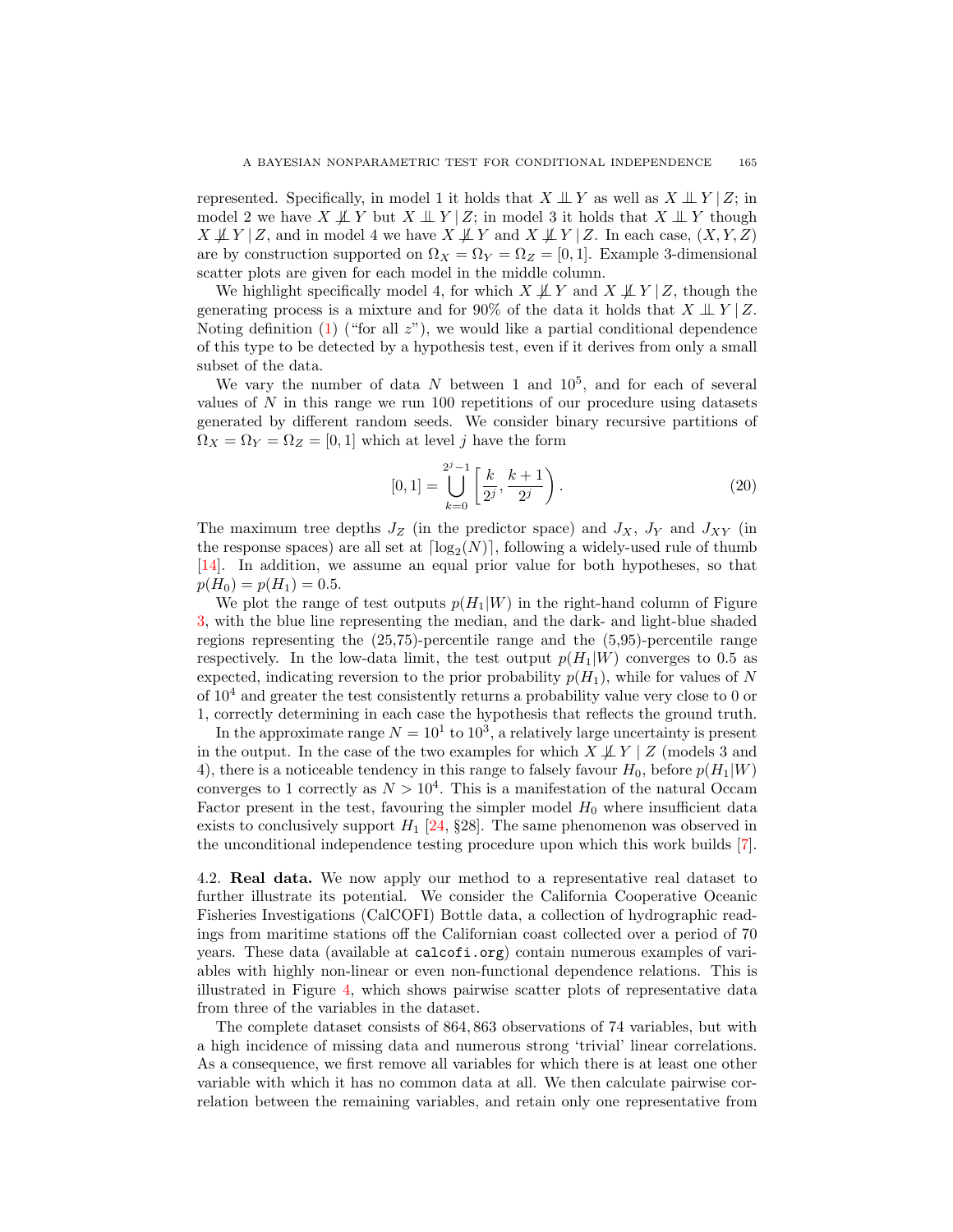represented. Specifically, in model 1 it holds that $X \perp\!\!\!\perp Y$ as well as $X \perp\!\!\!\perp Y \mid Z$; in model 2 we have $X \not\perp\!\!\!\perp Y$ but $X \perp\!\!\!\perp Y \mid Z$; in model 3 it holds that $X \perp\!\!\!\perp Y$ though $X \not\perp\!\!\!\perp Y \mid Z$, and in model 4 we have $X \not\perp\!\!\!\perp Y$ and $X \not\perp\!\!\!\perp Y \mid Z$. In each case, $(X, Y, Z)$ are by construction supported on $\Omega_X = \Omega_Y = \Omega_Z = [0, 1]$. Example 3-dimensional scatter plots are given for each model in the middle column.

We highlight specifically model 4, for which $X \not\perp\!\!\!\perp Y$ and $X \not\perp\!\!\!\perp Y \mid Z$, though the generating process is a mixture and for 90% of the data it holds that $X \perp\!\!\!\perp Y \mid Z$. Noting definition (1) ("for all $z$"), we would like a partial conditional dependence of this type to be detected by a hypothesis test, even if it derives from only a small subset of the data.

We vary the number of data $N$ between 1 and $10^5$, and for each of several values of $N$ in this range we run 100 repetitions of our procedure using datasets generated by different random seeds. We consider binary recursive partitions of $\Omega_X = \Omega_Y = \Omega_Z = [0, 1]$ which at level $j$ have the form

$$[0, 1] = \bigcup_{k=0}^{2^j - 1} \left[ \frac{k}{2^j}, \frac{k+1}{2^j} \right). \tag{20}$$

The maximum tree depths $J_Z$ (in the predictor space) and $J_X$, $J_Y$ and $J_{XY}$ (in the response spaces) are all set at $\lceil \log_2(N) \rceil$, following a widely-used rule of thumb [14]. In addition, we assume an equal prior value for both hypotheses, so that $p(H_0) = p(H_1) = 0.5$.

We plot the range of test outputs $p(H_1|W)$ in the right-hand column of Figure 3, with the blue line representing the median, and the dark- and light-blue shaded regions representing the (25,75)-percentile range and the (5,95)-percentile range respectively. In the low-data limit, the test output $p(H_1|W)$ converges to 0.5 as expected, indicating reversion to the prior probability $p(H_1)$, while for values of $N$ of $10^4$ and greater the test consistently returns a probability value very close to 0 or 1, correctly determining in each case the hypothesis that reflects the ground truth.

In the approximate range $N = 10^1$ to $10^3$, a relatively large uncertainty is present in the output. In the case of the two examples for which $X \not\perp\!\!\!\perp Y \mid Z$ (models 3 and 4), there is a noticeable tendency in this range to falsely favour $H_0$, before $p(H_1|W)$ converges to 1 correctly as $N > 10^4$. This is a manifestation of the natural Occam Factor present in the test, favouring the simpler model $H_0$ where insufficient data exists to conclusively support $H_1$ [24, §28]. The same phenomenon was observed in the unconditional independence testing procedure upon which this work builds [7].

4.2. **Real data.** We now apply our method to a representative real dataset to further illustrate its potential. We consider the California Cooperative Oceanic Fisheries Investigations (CalCOFI) Bottle data, a collection of hydrographic readings from maritime stations off the Californian coast collected over a period of 70 years. These data (available at `calcofi.org`) contain numerous examples of variables with highly non-linear or even non-functional dependence relations. This is illustrated in Figure 4, which shows pairwise scatter plots of representative data from three of the variables in the dataset.

The complete dataset consists of 864, 863 observations of 74 variables, but with a high incidence of missing data and numerous strong 'trivial' linear correlations. As a consequence, we first remove all variables for which there is at least one other variable with which it has no common data at all. We then calculate pairwise correlation between the remaining variables, and retain only one representative from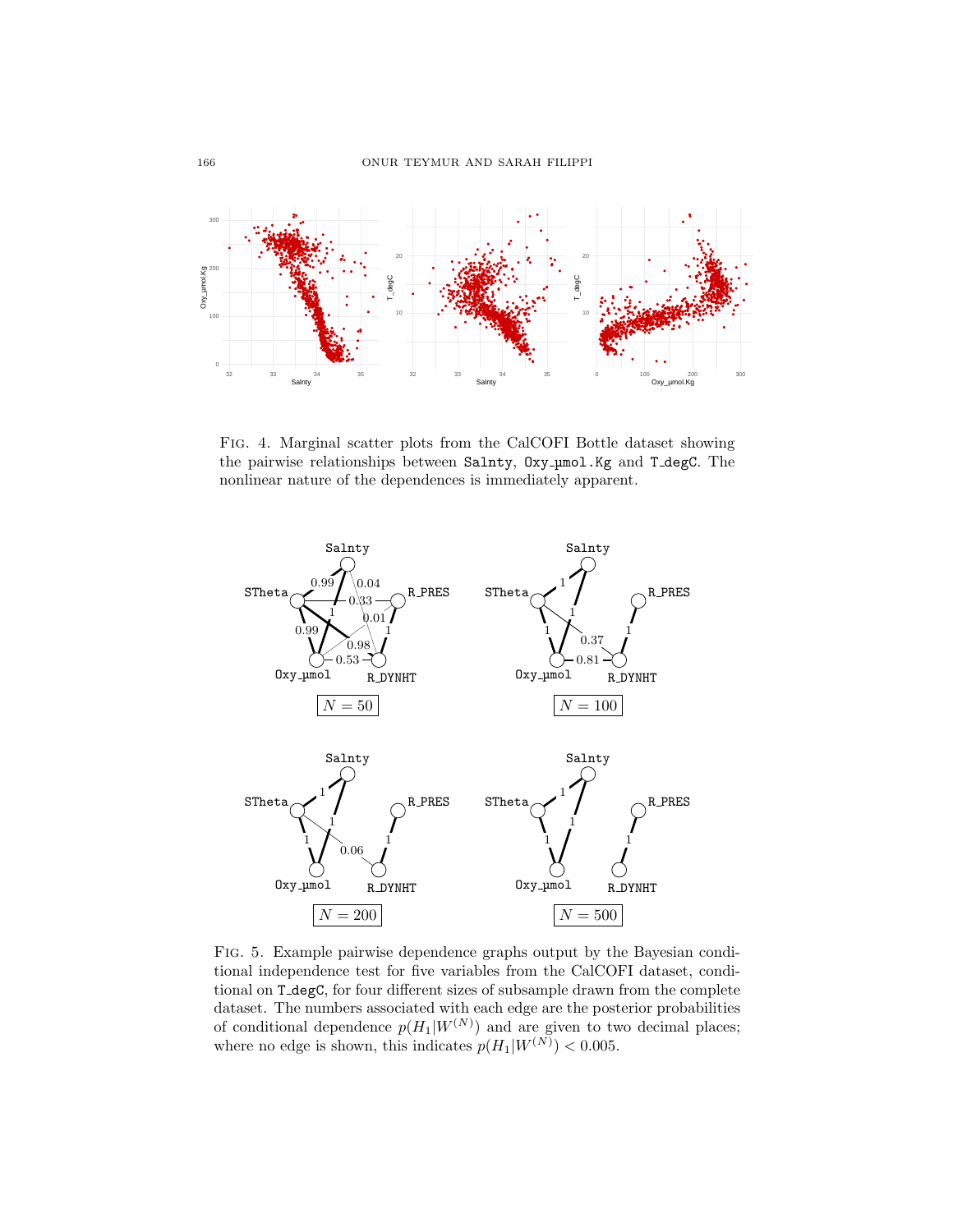FIG. 4. Marginal scatter plots from the CalCOFI Bottle dataset showing the pairwise relationships between `Salnty`, `Oxy_µmol.Kg` and `T_degC`. The nonlinear nature of the dependences is immediately apparent.

FIG. 5. Example pairwise dependence graphs output by the Bayesian conditional independence test for five variables from the CalCOFI dataset, conditional on `T_degC`, for four different sizes of subsample drawn from the complete dataset. The numbers associated with each edge are the posterior probabilities of conditional dependence $p(H_1|W^{(N)})$ and are given to two decimal places; where no edge is shown, this indicates $p(H_1|W^{(N)}) < 0.005$.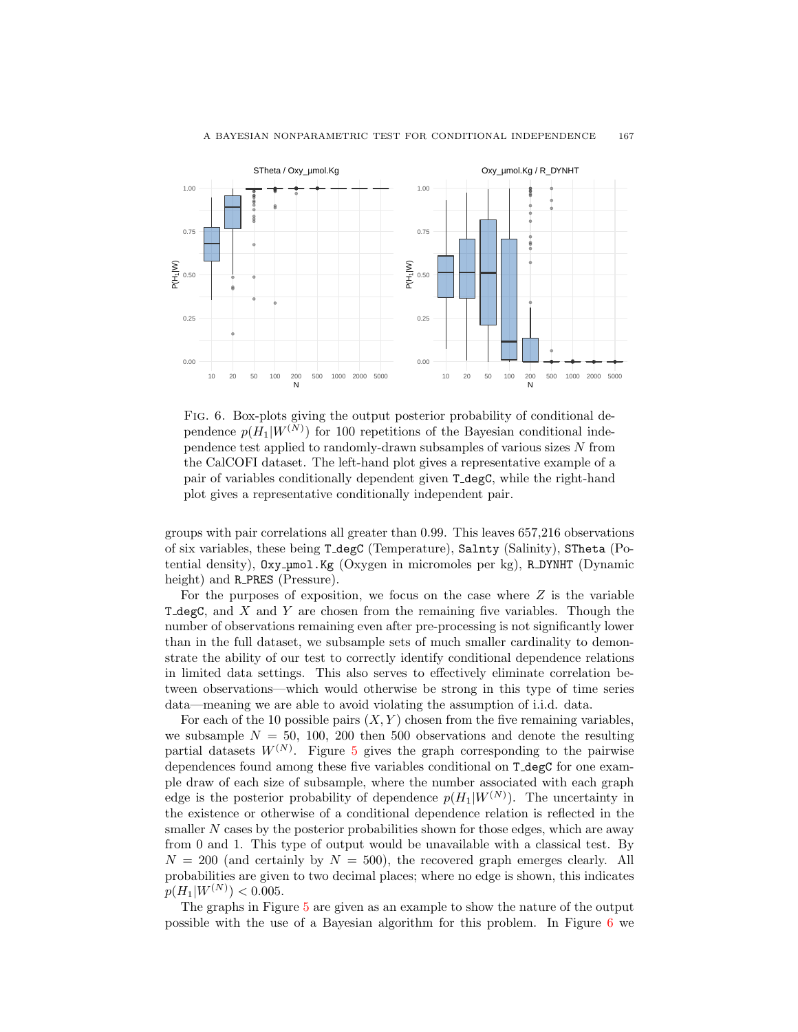Fig. 6. Box-plots giving the output posterior probability of conditional dependence $p(H_1|W^{(N)})$ for 100 repetitions of the Bayesian conditional independence test applied to randomly-drawn subsamples of various sizes $N$ from the CalCOFI dataset. The left-hand plot gives a representative example of a pair of variables conditionally dependent given `T_degC`, while the right-hand plot gives a representative conditionally independent pair.

groups with pair correlations all greater than 0.99. This leaves 657,216 observations of six variables, these being `T_degC` (Temperature), `Salnty` (Salinity), `STheta` (Potential density), `Oxy_µmol.Kg` (Oxygen in micromoles per kg), `R_DYNHT` (Dynamic height) and `R_PRES` (Pressure).

For the purposes of exposition, we focus on the case where $Z$ is the variable `T_degC`, and $X$ and $Y$ are chosen from the remaining five variables. Though the number of observations remaining even after pre-processing is not significantly lower than in the full dataset, we subsample sets of much smaller cardinality to demonstrate the ability of our test to correctly identify conditional dependence relations in limited data settings. This also serves to effectively eliminate correlation between observations—which would otherwise be strong in this type of time series data—meaning we are able to avoid violating the assumption of i.i.d. data.

For each of the 10 possible pairs $(X, Y)$ chosen from the five remaining variables, we subsample $N = 50$, 100, 200 then 500 observations and denote the resulting partial datasets $W^{(N)}$. Figure 5 gives the graph corresponding to the pairwise dependences found among these five variables conditional on `T_degC` for one example draw of each size of subsample, where the number associated with each graph edge is the posterior probability of dependence $p(H_1|W^{(N)})$. The uncertainty in the existence or otherwise of a conditional dependence relation is reflected in the smaller $N$ cases by the posterior probabilities shown for those edges, which are away from 0 and 1. This type of output would be unavailable with a classical test. By $N = 200$ (and certainly by $N = 500$), the recovered graph emerges clearly. All probabilities are given to two decimal places; where no edge is shown, this indicates $p(H_1|W^{(N)}) < 0.005$.

The graphs in Figure 5 are given as an example to show the nature of the output possible with the use of a Bayesian algorithm for this problem. In Figure 6 we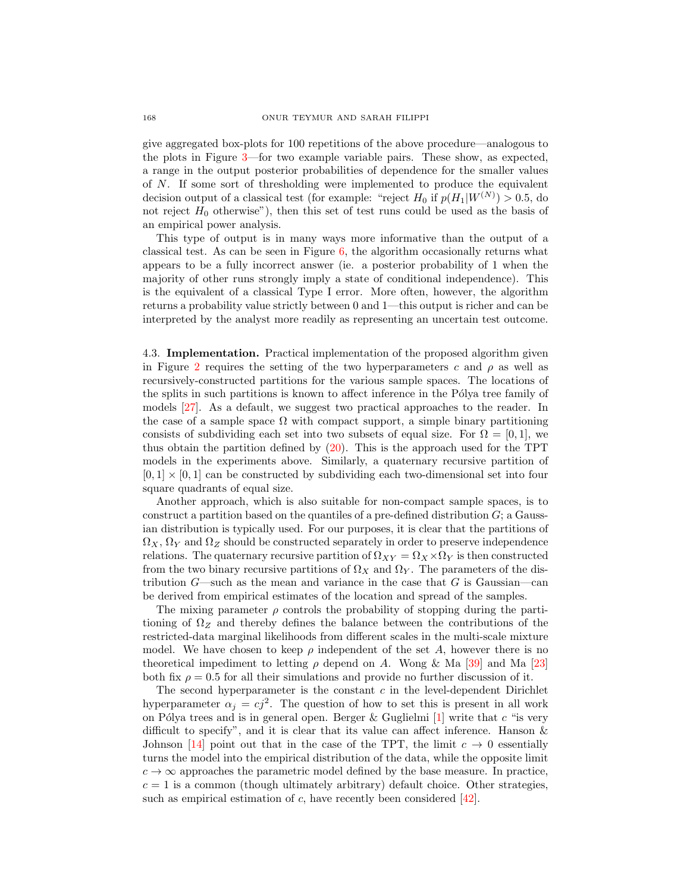give aggregated box-plots for 100 repetitions of the above procedure—analogous to the plots in Figure 3—for two example variable pairs. These show, as expected, a range in the output posterior probabilities of dependence for the smaller values of $N$. If some sort of thresholding were implemented to produce the equivalent decision output of a classical test (for example: "reject $H_0$ if $p(H_1|W^{(N)}) > 0.5$, do not reject $H_0$ otherwise"), then this set of test runs could be used as the basis of an empirical power analysis.

This type of output is in many ways more informative than the output of a classical test. As can be seen in Figure 6, the algorithm occasionally returns what appears to be a fully incorrect answer (ie. a posterior probability of 1 when the majority of other runs strongly imply a state of conditional independence). This is the equivalent of a classical Type I error. More often, however, the algorithm returns a probability value strictly between 0 and 1—this output is richer and can be interpreted by the analyst more readily as representing an uncertain test outcome.

4.3. **Implementation.** Practical implementation of the proposed algorithm given in Figure 2 requires the setting of the two hyperparameters $c$ and $\rho$ as well as recursively-constructed partitions for the various sample spaces. The locations of the splits in such partitions is known to affect inference in the Pólya tree family of models [27]. As a default, we suggest two practical approaches to the reader. In the case of a sample space $\Omega$ with compact support, a simple binary partitioning consists of subdividing each set into two subsets of equal size. For $\Omega = [0,1]$, we thus obtain the partition defined by (20). This is the approach used for the TPT models in the experiments above. Similarly, a quaternary recursive partition of $[0,1] \times [0,1]$ can be constructed by subdividing each two-dimensional set into four square quadrants of equal size.

Another approach, which is also suitable for non-compact sample spaces, is to construct a partition based on the quantiles of a pre-defined distribution $G$; a Gaussian distribution is typically used. For our purposes, it is clear that the partitions of $\Omega_X$, $\Omega_Y$ and $\Omega_Z$ should be constructed separately in order to preserve independence relations. The quaternary recursive partition of $\Omega_{XY} = \Omega_X \times \Omega_Y$ is then constructed from the two binary recursive partitions of $\Omega_X$ and $\Omega_Y$. The parameters of the distribution $G$—such as the mean and variance in the case that $G$ is Gaussian—can be derived from empirical estimates of the location and spread of the samples.

The mixing parameter $\rho$ controls the probability of stopping during the partitioning of $\Omega_Z$ and thereby defines the balance between the contributions of the restricted-data marginal likelihoods from different scales in the multi-scale mixture model. We have chosen to keep $\rho$ independent of the set $A$, however there is no theoretical impediment to letting $\rho$ depend on $A$. Wong & Ma [39] and Ma [23] both fix $\rho = 0.5$ for all their simulations and provide no further discussion of it.

The second hyperparameter is the constant $c$ in the level-dependent Dirichlet hyperparameter $\alpha_j = cj^2$. The question of how to set this is present in all work on Pólya trees and is in general open. Berger & Guglielmi [1] write that $c$ "is very difficult to specify", and it is clear that its value can affect inference. Hanson & Johnson [14] point out that in the case of the TPT, the limit $c \to 0$ essentially turns the model into the empirical distribution of the data, while the opposite limit $c \to \infty$ approaches the parametric model defined by the base measure. In practice, $c = 1$ is a common (though ultimately arbitrary) default choice. Other strategies, such as empirical estimation of $c$, have recently been considered [42].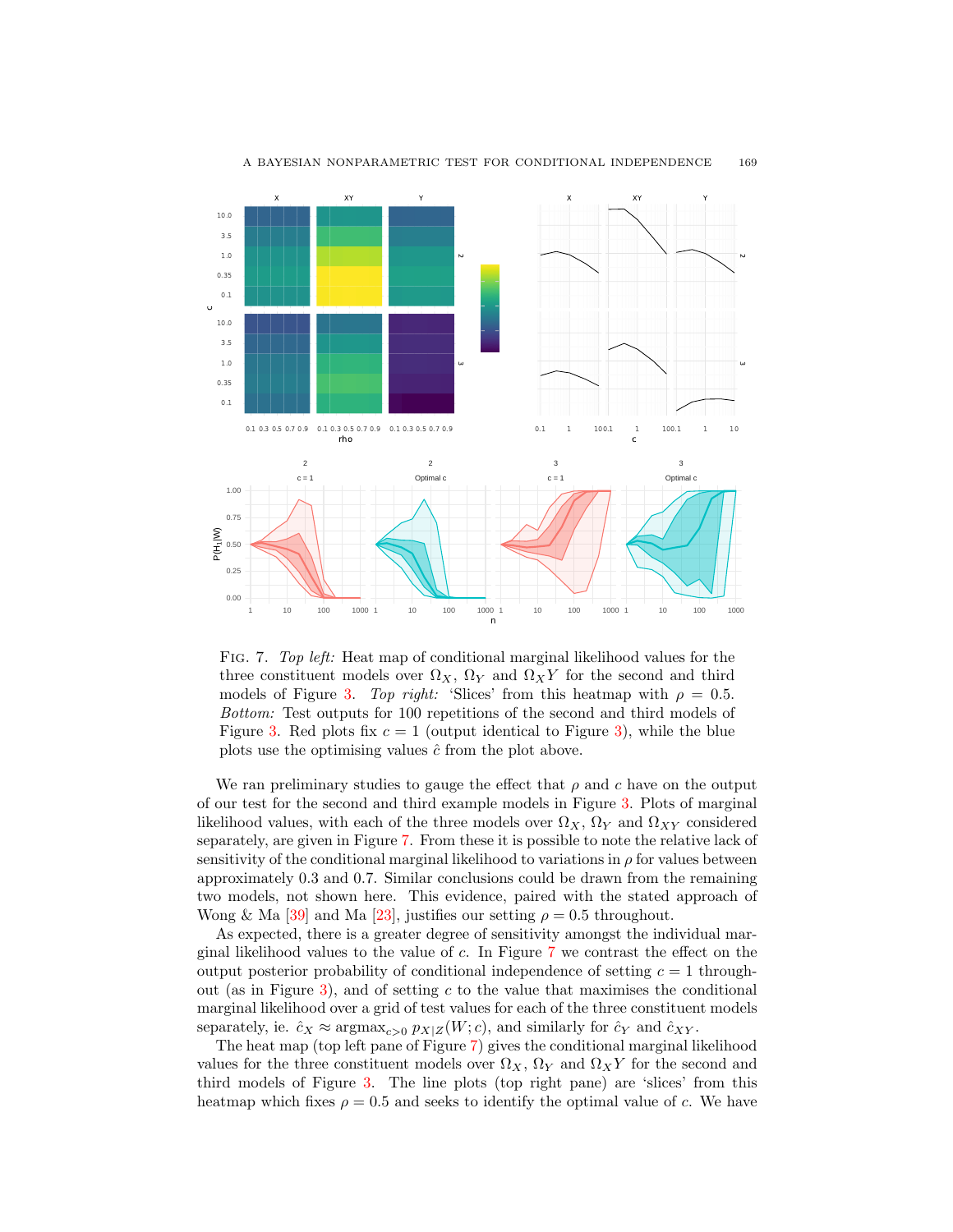FIG. 7. *Top left:* Heat map of conditional marginal likelihood values for the three constituent models over $\Omega_X$, $\Omega_Y$ and $\Omega_X Y$ for the second and third models of Figure 3. *Top right:* 'Slices' from this heatmap with $\rho = 0.5$. *Bottom:* Test outputs for 100 repetitions of the second and third models of Figure 3. Red plots fix $c = 1$ (output identical to Figure 3), while the blue plots use the optimising values $\hat{c}$ from the plot above.

We ran preliminary studies to gauge the effect that $\rho$ and $c$ have on the output of our test for the second and third example models in Figure 3. Plots of marginal likelihood values, with each of the three models over $\Omega_X$, $\Omega_Y$ and $\Omega_{XY}$ considered separately, are given in Figure 7. From these it is possible to note the relative lack of sensitivity of the conditional marginal likelihood to variations in $\rho$ for values between approximately 0.3 and 0.7. Similar conclusions could be drawn from the remaining two models, not shown here. This evidence, paired with the stated approach of Wong & Ma [39] and Ma [23], justifies our setting $\rho = 0.5$ throughout.

As expected, there is a greater degree of sensitivity amongst the individual marginal likelihood values to the value of $c$. In Figure 7 we contrast the effect on the output posterior probability of conditional independence of setting $c = 1$ throughout (as in Figure 3), and of setting $c$ to the value that maximises the conditional marginal likelihood over a grid of test values for each of the three constituent models separately, ie. $\hat{c}_X \approx \text{argmax}_{c>0}\, p_{X|Z}(W; c)$, and similarly for $\hat{c}_Y$ and $\hat{c}_{XY}$.

The heat map (top left pane of Figure 7) gives the conditional marginal likelihood values for the three constituent models over $\Omega_X$, $\Omega_Y$ and $\Omega_X Y$ for the second and third models of Figure 3. The line plots (top right pane) are 'slices' from this heatmap which fixes $\rho = 0.5$ and seeks to identify the optimal value of $c$. We have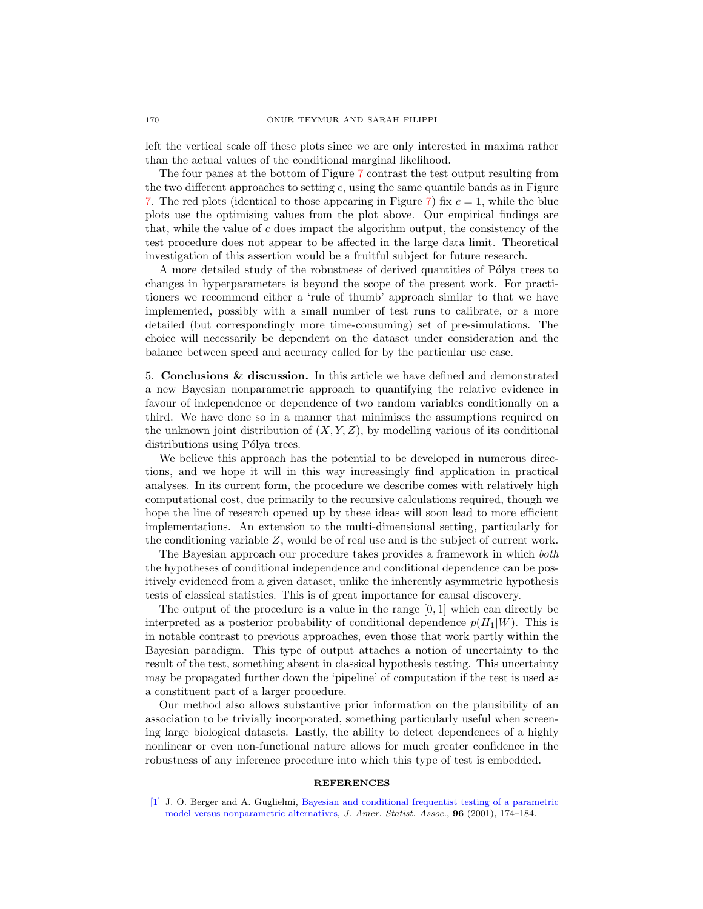left the vertical scale off these plots since we are only interested in maxima rather than the actual values of the conditional marginal likelihood.

The four panes at the bottom of Figure 7 contrast the test output resulting from the two different approaches to setting $c$, using the same quantile bands as in Figure 7. The red plots (identical to those appearing in Figure 7) fix $c = 1$, while the blue plots use the optimising values from the plot above. Our empirical findings are that, while the value of $c$ does impact the algorithm output, the consistency of the test procedure does not appear to be affected in the large data limit. Theoretical investigation of this assertion would be a fruitful subject for future research.

A more detailed study of the robustness of derived quantities of Pólya trees to changes in hyperparameters is beyond the scope of the present work. For practitioners we recommend either a 'rule of thumb' approach similar to that we have implemented, possibly with a small number of test runs to calibrate, or a more detailed (but correspondingly more time-consuming) set of pre-simulations. The choice will necessarily be dependent on the dataset under consideration and the balance between speed and accuracy called for by the particular use case.

5. **Conclusions & discussion.** In this article we have defined and demonstrated a new Bayesian nonparametric approach to quantifying the relative evidence in favour of independence or dependence of two random variables conditionally on a third. We have done so in a manner that minimises the assumptions required on the unknown joint distribution of $(X, Y, Z)$, by modelling various of its conditional distributions using Pólya trees.

We believe this approach has the potential to be developed in numerous directions, and we hope it will in this way increasingly find application in practical analyses. In its current form, the procedure we describe comes with relatively high computational cost, due primarily to the recursive calculations required, though we hope the line of research opened up by these ideas will soon lead to more efficient implementations. An extension to the multi-dimensional setting, particularly for the conditioning variable $Z$, would be of real use and is the subject of current work.

The Bayesian approach our procedure takes provides a framework in which *both* the hypotheses of conditional independence and conditional dependence can be positively evidenced from a given dataset, unlike the inherently asymmetric hypothesis tests of classical statistics. This is of great importance for causal discovery.

The output of the procedure is a value in the range $[0, 1]$ which can directly be interpreted as a posterior probability of conditional dependence $p(H_1|W)$. This is in notable contrast to previous approaches, even those that work partly within the Bayesian paradigm. This type of output attaches a notion of uncertainty to the result of the test, something absent in classical hypothesis testing. This uncertainty may be propagated further down the 'pipeline' of computation if the test is used as a constituent part of a larger procedure.

Our method also allows substantive prior information on the plausibility of an association to be trivially incorporated, something particularly useful when screening large biological datasets. Lastly, the ability to detect dependences of a highly nonlinear or even non-functional nature allows for much greater confidence in the robustness of any inference procedure into which this type of test is embedded.

## REFERENCES

[1] J. O. Berger and A. Guglielmi, Bayesian and conditional frequentist testing of a parametric model versus nonparametric alternatives, *J. Amer. Statist. Assoc.*, **96** (2001), 174–184.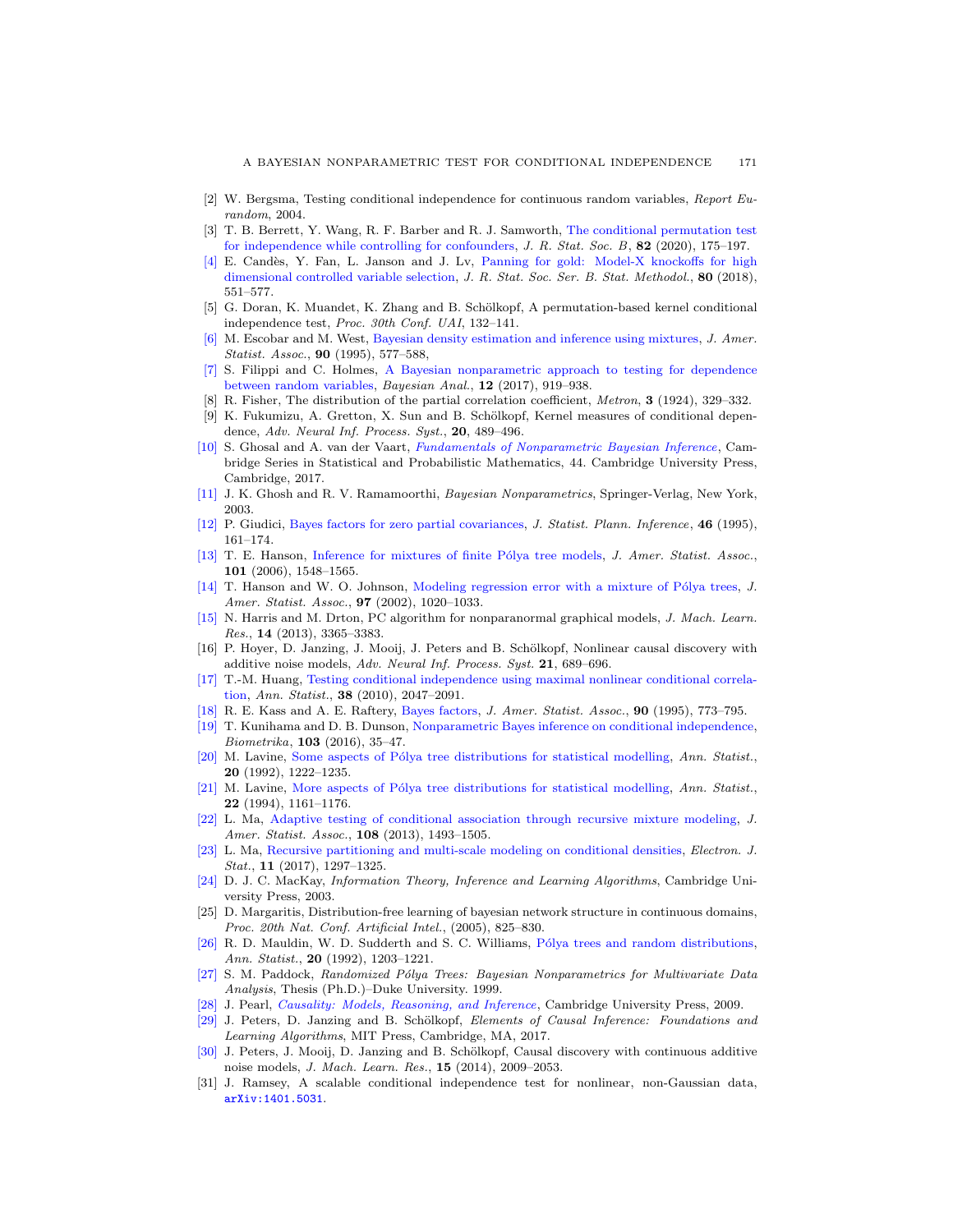[2] W. Bergsma, Testing conditional independence for continuous random variables, *Report Eurandom*, 2004.

[3] T. B. Berrett, Y. Wang, R. F. Barber and R. J. Samworth, The conditional permutation test for independence while controlling for confounders, *J. R. Stat. Soc. B*, **82** (2020), 175–197.

[4] E. Candès, Y. Fan, L. Janson and J. Lv, Panning for gold: Model-X knockoffs for high dimensional controlled variable selection, *J. R. Stat. Soc. Ser. B. Stat. Methodol.*, **80** (2018), 551–577.

[5] G. Doran, K. Muandet, K. Zhang and B. Schölkopf, A permutation-based kernel conditional independence test, *Proc. 30th Conf. UAI*, 132–141.

[6] M. Escobar and M. West, Bayesian density estimation and inference using mixtures, *J. Amer. Statist. Assoc.*, **90** (1995), 577–588,

[7] S. Filippi and C. Holmes, A Bayesian nonparametric approach to testing for dependence between random variables, *Bayesian Anal.*, **12** (2017), 919–938.

[8] R. Fisher, The distribution of the partial correlation coefficient, *Metron*, **3** (1924), 329–332.

[9] K. Fukumizu, A. Gretton, X. Sun and B. Schölkopf, Kernel measures of conditional dependence, *Adv. Neural Inf. Process. Syst.*, **20**, 489–496.

[10] S. Ghosal and A. van der Vaart, *Fundamentals of Nonparametric Bayesian Inference*, Cambridge Series in Statistical and Probabilistic Mathematics, 44. Cambridge University Press, Cambridge, 2017.

[11] J. K. Ghosh and R. V. Ramamoorthi, *Bayesian Nonparametrics*, Springer-Verlag, New York, 2003.

[12] P. Giudici, Bayes factors for zero partial covariances, *J. Statist. Plann. Inference*, **46** (1995), 161–174.

[13] T. E. Hanson, Inference for mixtures of finite Pólya tree models, *J. Amer. Statist. Assoc.*, **101** (2006), 1548–1565.

[14] T. Hanson and W. O. Johnson, Modeling regression error with a mixture of Pólya trees, *J. Amer. Statist. Assoc.*, **97** (2002), 1020–1033.

[15] N. Harris and M. Drton, PC algorithm for nonparanormal graphical models, *J. Mach. Learn. Res.*, **14** (2013), 3365–3383.

[16] P. Hoyer, D. Janzing, J. Mooij, J. Peters and B. Schölkopf, Nonlinear causal discovery with additive noise models, *Adv. Neural Inf. Process. Syst.* **21**, 689–696.

[17] T.-M. Huang, Testing conditional independence using maximal nonlinear conditional correlation, *Ann. Statist.*, **38** (2010), 2047–2091.

[18] R. E. Kass and A. E. Raftery, Bayes factors, *J. Amer. Statist. Assoc.*, **90** (1995), 773–795.

[19] T. Kunihama and D. B. Dunson, Nonparametric Bayes inference on conditional independence, *Biometrika*, **103** (2016), 35–47.

[20] M. Lavine, Some aspects of Pólya tree distributions for statistical modelling, *Ann. Statist.*, **20** (1992), 1222–1235.

[21] M. Lavine, More aspects of Pólya tree distributions for statistical modelling, *Ann. Statist.*, **22** (1994), 1161–1176.

[22] L. Ma, Adaptive testing of conditional association through recursive mixture modeling, *J. Amer. Statist. Assoc.*, **108** (2013), 1493–1505.

[23] L. Ma, Recursive partitioning and multi-scale modeling on conditional densities, *Electron. J. Stat.*, **11** (2017), 1297–1325.

[24] D. J. C. MacKay, *Information Theory, Inference and Learning Algorithms*, Cambridge University Press, 2003.

[25] D. Margaritis, Distribution-free learning of bayesian network structure in continuous domains, *Proc. 20th Nat. Conf. Artificial Intel.*, (2005), 825–830.

[26] R. D. Mauldin, W. D. Sudderth and S. C. Williams, Pólya trees and random distributions, *Ann. Statist.*, **20** (1992), 1203–1221.

[27] S. M. Paddock, *Randomized Pólya Trees: Bayesian Nonparametrics for Multivariate Data Analysis*, Thesis (Ph.D.)–Duke University. 1999.

[28] J. Pearl, *Causality: Models, Reasoning, and Inference*, Cambridge University Press, 2009.

[29] J. Peters, D. Janzing and B. Schölkopf, *Elements of Causal Inference: Foundations and Learning Algorithms*, MIT Press, Cambridge, MA, 2017.

[30] J. Peters, J. Mooij, D. Janzing and B. Schölkopf, Causal discovery with continuous additive noise models, *J. Mach. Learn. Res.*, **15** (2014), 2009–2053.

[31] J. Ramsey, A scalable conditional independence test for nonlinear, non-Gaussian data, `arXiv:1401.5031`.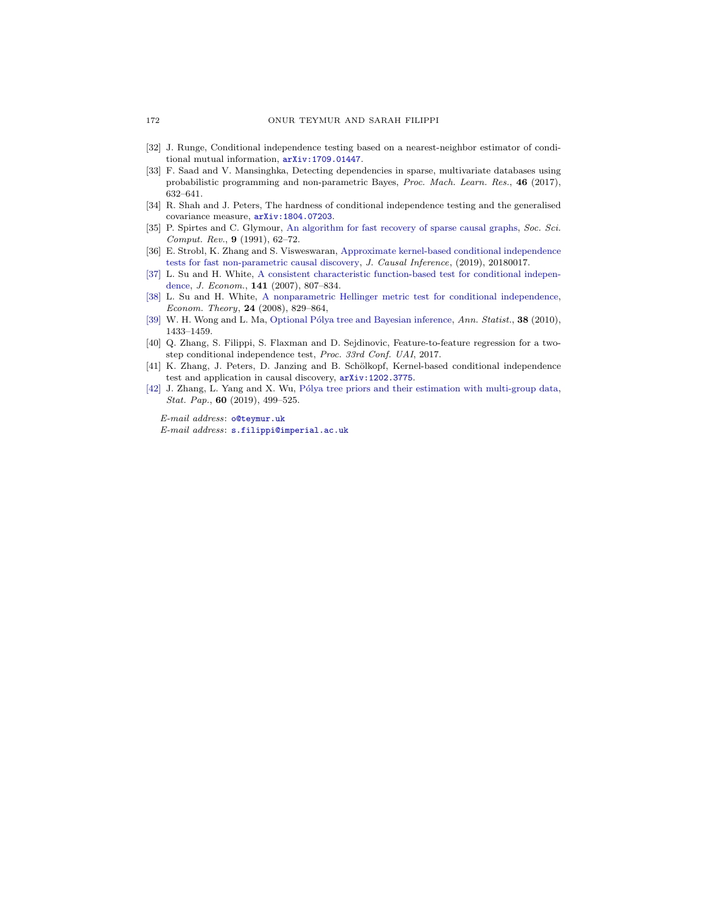[32] J. Runge, Conditional independence testing based on a nearest-neighbor estimator of conditional mutual information, arXiv:1709.01447.

[33] F. Saad and V. Mansinghka, Detecting dependencies in sparse, multivariate databases using probabilistic programming and non-parametric Bayes, *Proc. Mach. Learn. Res.*, **46** (2017), 632–641.

[34] R. Shah and J. Peters, The hardness of conditional independence testing and the generalised covariance measure, arXiv:1804.07203.

[35] P. Spirtes and C. Glymour, An algorithm for fast recovery of sparse causal graphs, *Soc. Sci. Comput. Rev.*, **9** (1991), 62–72.

[36] E. Strobl, K. Zhang and S. Visweswaran, Approximate kernel-based conditional independence tests for fast non-parametric causal discovery, *J. Causal Inference*, (2019), 20180017.

[37] L. Su and H. White, A consistent characteristic function-based test for conditional independence, *J. Econom.*, **141** (2007), 807–834.

[38] L. Su and H. White, A nonparametric Hellinger metric test for conditional independence, *Econom. Theory*, **24** (2008), 829–864,

[39] W. H. Wong and L. Ma, Optional Pólya tree and Bayesian inference, *Ann. Statist.*, **38** (2010), 1433–1459.

[40] Q. Zhang, S. Filippi, S. Flaxman and D. Sejdinovic, Feature-to-feature regression for a two-step conditional independence test, *Proc. 33rd Conf. UAI*, 2017.

[41] K. Zhang, J. Peters, D. Janzing and B. Schölkopf, Kernel-based conditional independence test and application in causal discovery, arXiv:1202.3775.

[42] J. Zhang, L. Yang and X. Wu, Pólya tree priors and their estimation with multi-group data, *Stat. Pap.*, **60** (2019), 499–525.

*E-mail address*: o@teymur.uk

*E-mail address*: s.filippi@imperial.ac.uk